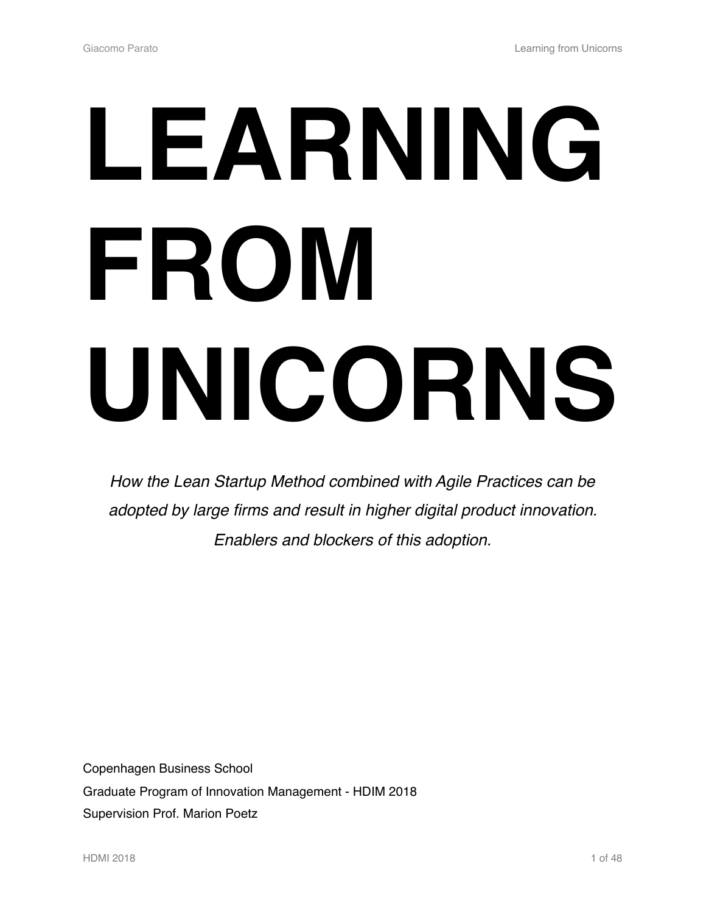# LEARNING FROM UNICORNS

*How the Lean Startup Method combined with Agile Practices can be adopted by large firms and result in higher digital product innovation. Enablers and blockers of this adoption.*

Copenhagen Business School

Graduate Program of Innovation Management - HDIM 2018

Supervision Prof. Marion Poetz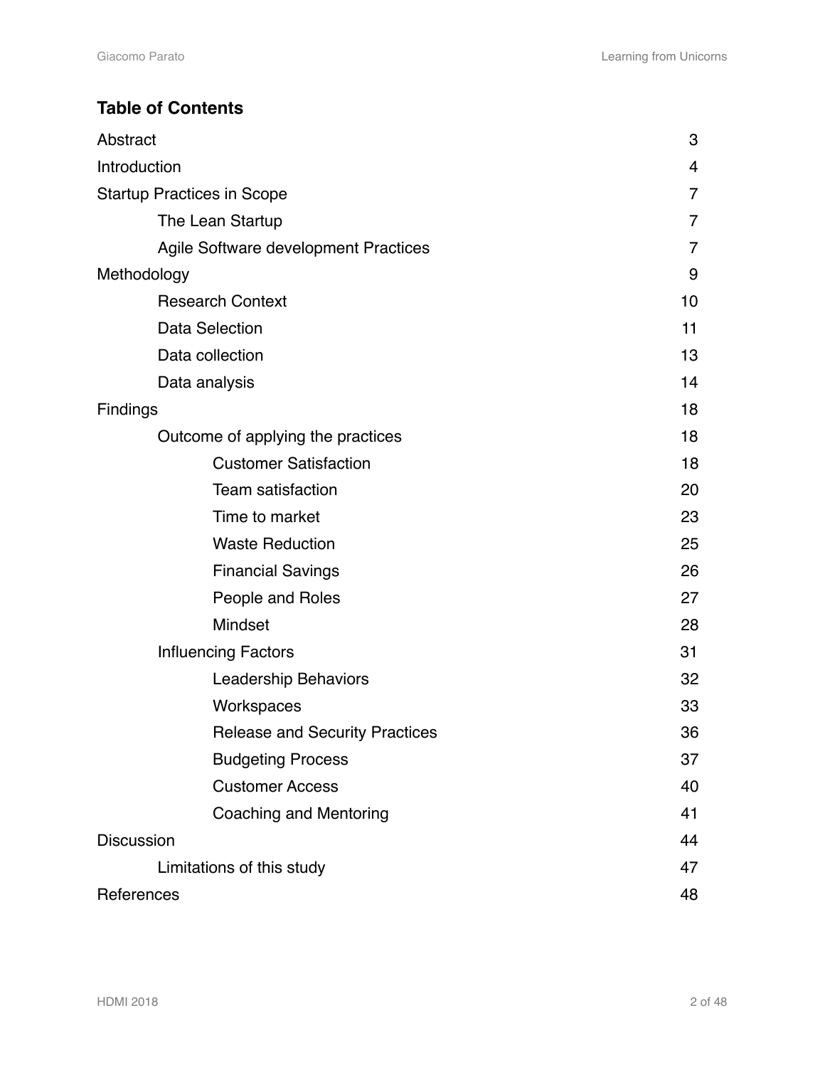**Table of Contents**

| | |
|---|---|
| Abstract | 3 |
| Introduction | 4 |
| Startup Practices in Scope | 7 |
| The Lean Startup | 7 |
| Agile Software development Practices | 7 |
| Methodology | 9 |
| Research Context | 10 |
| Data Selection | 11 |
| Data collection | 13 |
| Data analysis | 14 |
| Findings | 18 |
| Outcome of applying the practices | 18 |
| Customer Satisfaction | 18 |
| Team satisfaction | 20 |
| Time to market | 23 |
| Waste Reduction | 25 |
| Financial Savings | 26 |
| People and Roles | 27 |
| Mindset | 28 |
| Influencing Factors | 31 |
| Leadership Behaviors | 32 |
| Workspaces | 33 |
| Release and Security Practices | 36 |
| Budgeting Process | 37 |
| Customer Access | 40 |
| Coaching and Mentoring | 41 |
| Discussion | 44 |
| Limitations of this study | 47 |
| References | 48 |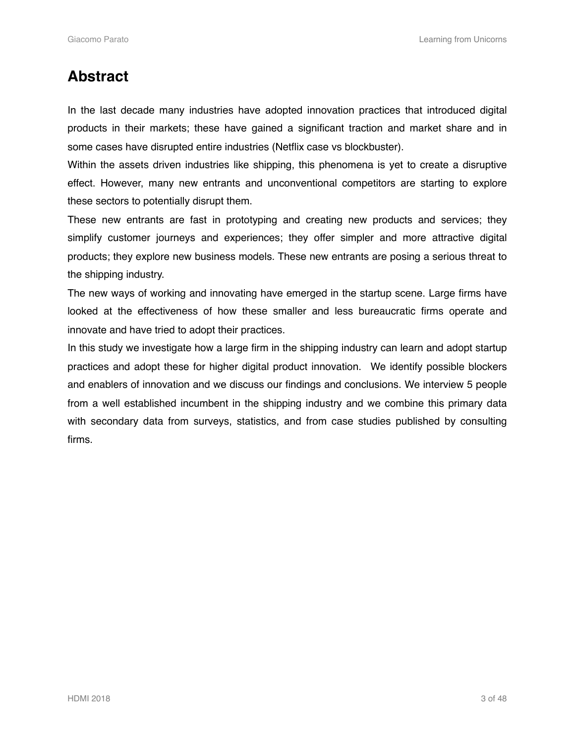# Abstract

In the last decade many industries have adopted innovation practices that introduced digital products in their markets; these have gained a significant traction and market share and in some cases have disrupted entire industries (Netflix case vs blockbuster).

Within the assets driven industries like shipping, this phenomena is yet to create a disruptive effect. However, many new entrants and unconventional competitors are starting to explore these sectors to potentially disrupt them.

These new entrants are fast in prototyping and creating new products and services; they simplify customer journeys and experiences; they offer simpler and more attractive digital products; they explore new business models. These new entrants are posing a serious threat to the shipping industry.

The new ways of working and innovating have emerged in the startup scene. Large firms have looked at the effectiveness of how these smaller and less bureaucratic firms operate and innovate and have tried to adopt their practices.

In this study we investigate how a large firm in the shipping industry can learn and adopt startup practices and adopt these for higher digital product innovation. We identify possible blockers and enablers of innovation and we discuss our findings and conclusions. We interview 5 people from a well established incumbent in the shipping industry and we combine this primary data with secondary data from surveys, statistics, and from case studies published by consulting firms.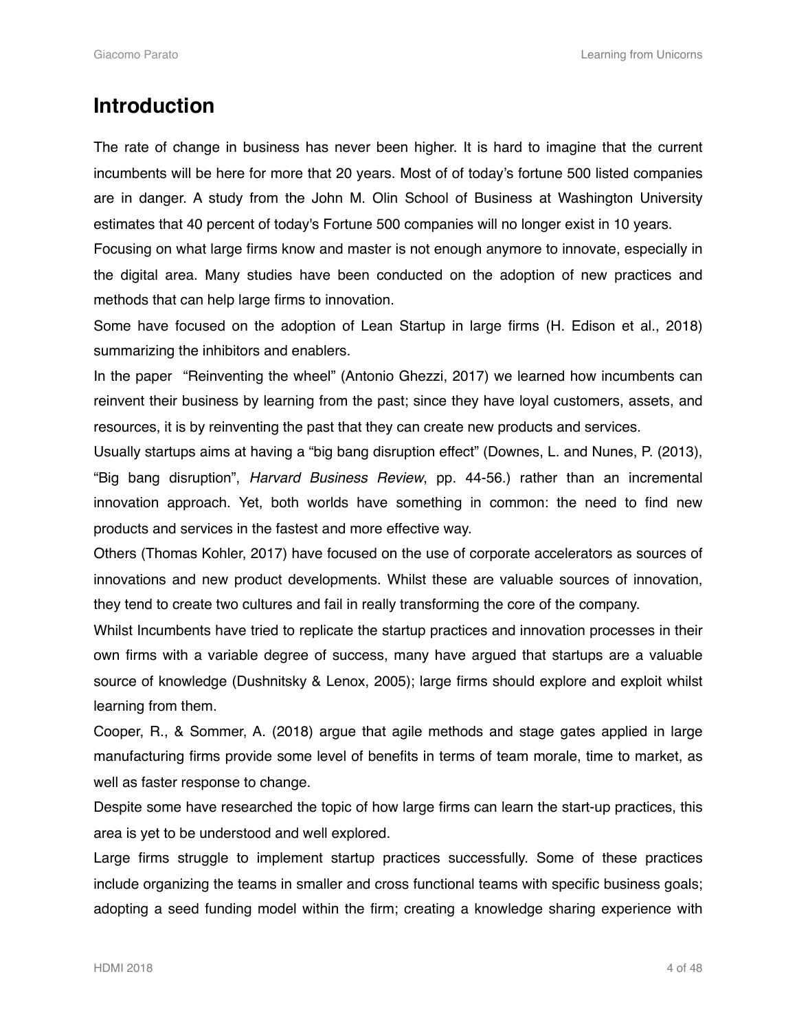# Introduction

The rate of change in business has never been higher. It is hard to imagine that the current incumbents will be here for more that 20 years. Most of of today's fortune 500 listed companies are in danger. A study from the John M. Olin School of Business at Washington University estimates that 40 percent of today's Fortune 500 companies will no longer exist in 10 years.

Focusing on what large firms know and master is not enough anymore to innovate, especially in the digital area. Many studies have been conducted on the adoption of new practices and methods that can help large firms to innovation.

Some have focused on the adoption of Lean Startup in large firms (H. Edison et al., 2018) summarizing the inhibitors and enablers.

In the paper "Reinventing the wheel" (Antonio Ghezzi, 2017) we learned how incumbents can reinvent their business by learning from the past; since they have loyal customers, assets, and resources, it is by reinventing the past that they can create new products and services.

Usually startups aims at having a "big bang disruption effect" (Downes, L. and Nunes, P. (2013), "Big bang disruption", *Harvard Business Review*, pp. 44-56.) rather than an incremental innovation approach. Yet, both worlds have something in common: the need to find new products and services in the fastest and more effective way.

Others (Thomas Kohler, 2017) have focused on the use of corporate accelerators as sources of innovations and new product developments. Whilst these are valuable sources of innovation, they tend to create two cultures and fail in really transforming the core of the company.

Whilst Incumbents have tried to replicate the startup practices and innovation processes in their own firms with a variable degree of success, many have argued that startups are a valuable source of knowledge (Dushnitsky & Lenox, 2005); large firms should explore and exploit whilst learning from them.

Cooper, R., & Sommer, A. (2018) argue that agile methods and stage gates applied in large manufacturing firms provide some level of benefits in terms of team morale, time to market, as well as faster response to change.

Despite some have researched the topic of how large firms can learn the start-up practices, this area is yet to be understood and well explored.

Large firms struggle to implement startup practices successfully. Some of these practices include organizing the teams in smaller and cross functional teams with specific business goals; adopting a seed funding model within the firm; creating a knowledge sharing experience with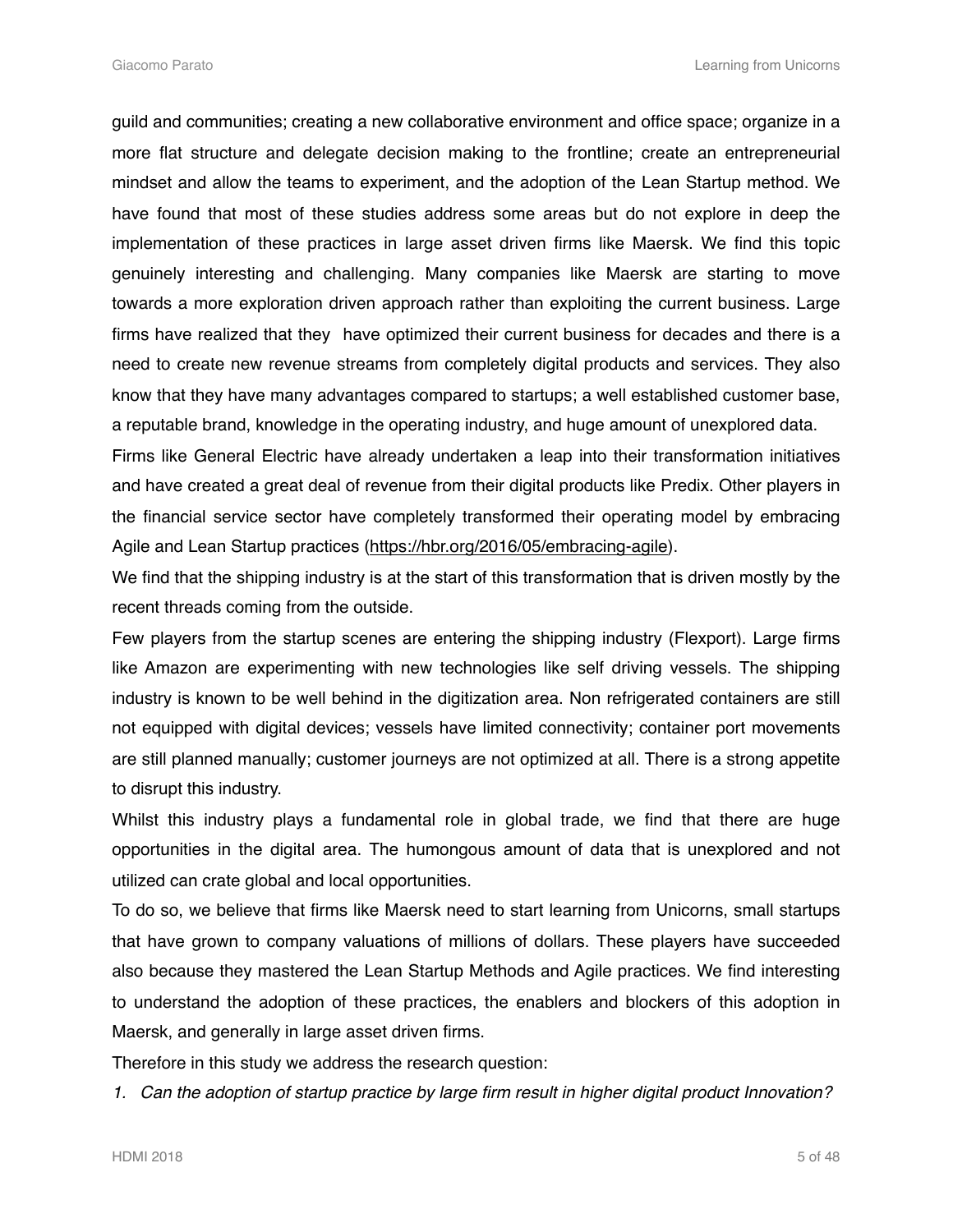guild and communities; creating a new collaborative environment and office space; organize in a more flat structure and delegate decision making to the frontline; create an entrepreneurial mindset and allow the teams to experiment, and the adoption of the Lean Startup method. We have found that most of these studies address some areas but do not explore in deep the implementation of these practices in large asset driven firms like Maersk. We find this topic genuinely interesting and challenging. Many companies like Maersk are starting to move towards a more exploration driven approach rather than exploiting the current business. Large firms have realized that they have optimized their current business for decades and there is a need to create new revenue streams from completely digital products and services. They also know that they have many advantages compared to startups; a well established customer base, a reputable brand, knowledge in the operating industry, and huge amount of unexplored data.

Firms like General Electric have already undertaken a leap into their transformation initiatives and have created a great deal of revenue from their digital products like Predix. Other players in the financial service sector have completely transformed their operating model by embracing Agile and Lean Startup practices (https://hbr.org/2016/05/embracing-agile).

We find that the shipping industry is at the start of this transformation that is driven mostly by the recent threads coming from the outside.

Few players from the startup scenes are entering the shipping industry (Flexport). Large firms like Amazon are experimenting with new technologies like self driving vessels. The shipping industry is known to be well behind in the digitization area. Non refrigerated containers are still not equipped with digital devices; vessels have limited connectivity; container port movements are still planned manually; customer journeys are not optimized at all. There is a strong appetite to disrupt this industry.

Whilst this industry plays a fundamental role in global trade, we find that there are huge opportunities in the digital area. The humongous amount of data that is unexplored and not utilized can crate global and local opportunities.

To do so, we believe that firms like Maersk need to start learning from Unicorns, small startups that have grown to company valuations of millions of dollars. These players have succeeded also because they mastered the Lean Startup Methods and Agile practices. We find interesting to understand the adoption of these practices, the enablers and blockers of this adoption in Maersk, and generally in large asset driven firms.

Therefore in this study we address the research question:

1. *Can the adoption of startup practice by large firm result in higher digital product Innovation?*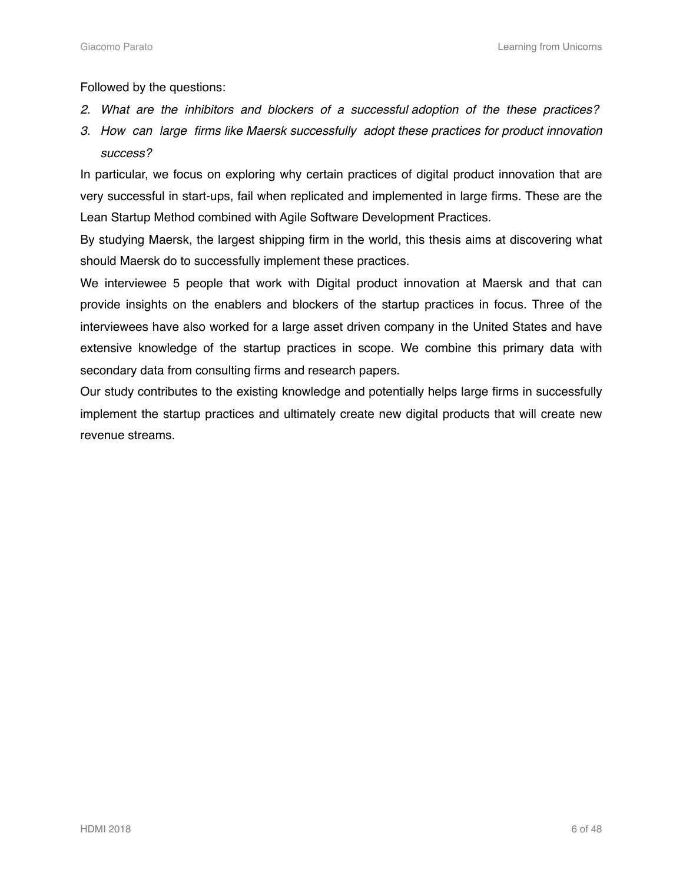Followed by the questions:

2. *What are the inhibitors and blockers of a successful adoption of the these practices?*
3. *How can large firms like Maersk successfully adopt these practices for product innovation success?*

In particular, we focus on exploring why certain practices of digital product innovation that are very successful in start-ups, fail when replicated and implemented in large firms. These are the Lean Startup Method combined with Agile Software Development Practices.

By studying Maersk, the largest shipping firm in the world, this thesis aims at discovering what should Maersk do to successfully implement these practices.

We interviewee 5 people that work with Digital product innovation at Maersk and that can provide insights on the enablers and blockers of the startup practices in focus. Three of the interviewees have also worked for a large asset driven company in the United States and have extensive knowledge of the startup practices in scope. We combine this primary data with secondary data from consulting firms and research papers.

Our study contributes to the existing knowledge and potentially helps large firms in successfully implement the startup practices and ultimately create new digital products that will create new revenue streams.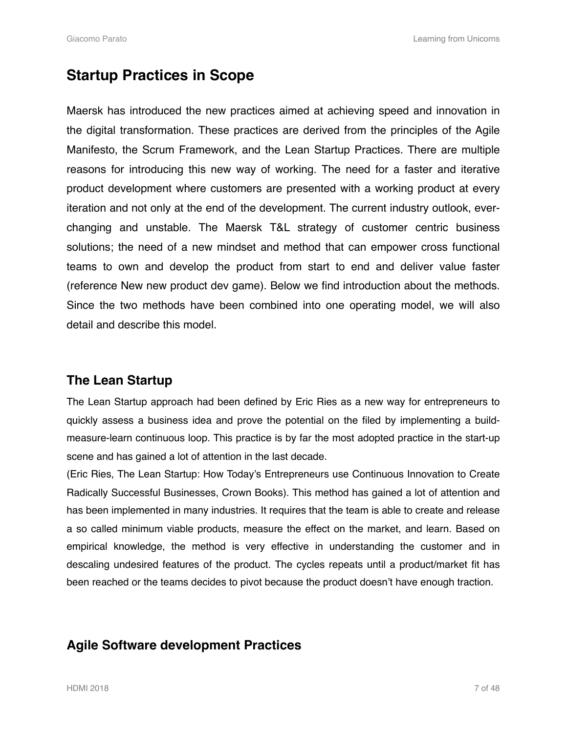## Startup Practices in Scope

Maersk has introduced the new practices aimed at achieving speed and innovation in the digital transformation. These practices are derived from the principles of the Agile Manifesto, the Scrum Framework, and the Lean Startup Practices. There are multiple reasons for introducing this new way of working. The need for a faster and iterative product development where customers are presented with a working product at every iteration and not only at the end of the development. The current industry outlook, ever-changing and unstable. The Maersk T&L strategy of customer centric business solutions; the need of a new mindset and method that can empower cross functional teams to own and develop the product from start to end and deliver value faster (reference New new product dev game). Below we find introduction about the methods. Since the two methods have been combined into one operating model, we will also detail and describe this model.

### The Lean Startup

The Lean Startup approach had been defined by Eric Ries as a new way for entrepreneurs to quickly assess a business idea and prove the potential on the filed by implementing a build-measure-learn continuous loop. This practice is by far the most adopted practice in the start-up scene and has gained a lot of attention in the last decade.

(Eric Ries, The Lean Startup: How Today's Entrepreneurs use Continuous Innovation to Create Radically Successful Businesses, Crown Books). This method has gained a lot of attention and has been implemented in many industries. It requires that the team is able to create and release a so called minimum viable products, measure the effect on the market, and learn. Based on empirical knowledge, the method is very effective in understanding the customer and in descaling undesired features of the product. The cycles repeats until a product/market fit has been reached or the teams decides to pivot because the product doesn't have enough traction.

### Agile Software development Practices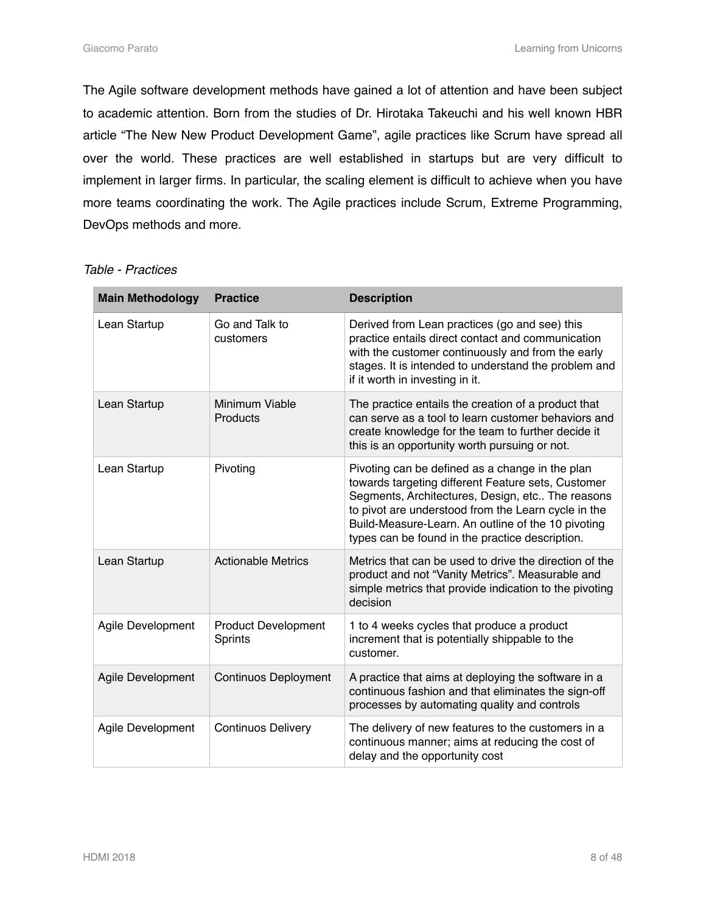The Agile software development methods have gained a lot of attention and have been subject to academic attention. Born from the studies of Dr. Hirotaka Takeuchi and his well known HBR article "The New New Product Development Game", agile practices like Scrum have spread all over the world. These practices are well established in startups but are very difficult to implement in larger firms. In particular, the scaling element is difficult to achieve when you have more teams coordinating the work. The Agile practices include Scrum, Extreme Programming, DevOps methods and more.

*Table - Practices*

| Main Methodology | Practice | Description |
|---|---|---|
| Lean Startup | Go and Talk to customers | Derived from Lean practices (go and see) this practice entails direct contact and communication with the customer continuously and from the early stages. It is intended to understand the problem and if it worth in investing in it. |
| Lean Startup | Minimum Viable Products | The practice entails the creation of a product that can serve as a tool to learn customer behaviors and create knowledge for the team to further decide it this is an opportunity worth pursuing or not. |
| Lean Startup | Pivoting | Pivoting can be defined as a change in the plan towards targeting different Feature sets, Customer Segments, Architectures, Design, etc.. The reasons to pivot are understood from the Learn cycle in the Build-Measure-Learn. An outline of the 10 pivoting types can be found in the practice description. |
| Lean Startup | Actionable Metrics | Metrics that can be used to drive the direction of the product and not "Vanity Metrics". Measurable and simple metrics that provide indication to the pivoting decision |
| Agile Development | Product Development Sprints | 1 to 4 weeks cycles that produce a product increment that is potentially shippable to the customer. |
| Agile Development | Continuos Deployment | A practice that aims at deploying the software in a continuous fashion and that eliminates the sign-off processes by automating quality and controls |
| Agile Development | Continuos Delivery | The delivery of new features to the customers in a continuous manner; aims at reducing the cost of delay and the opportunity cost |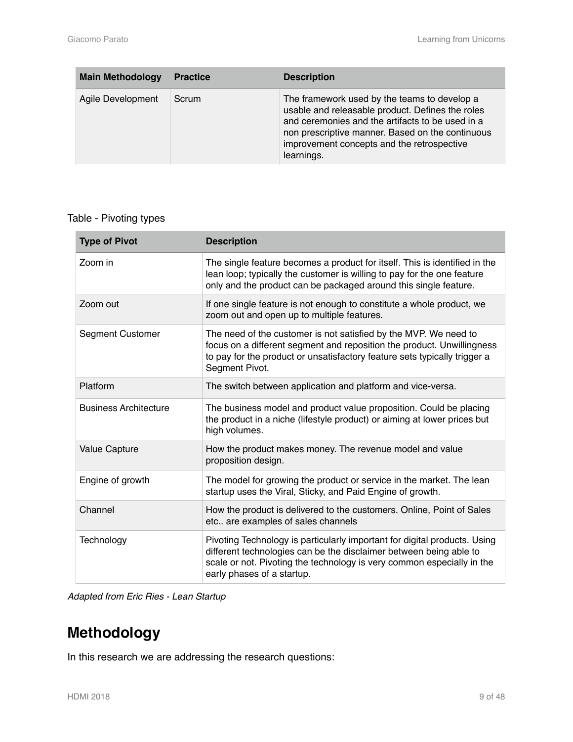| Main Methodology | Practice | Description |
|---|---|---|
| Agile Development | Scrum | The framework used by the teams to develop a usable and releasable product. Defines the roles and ceremonies and the artifacts to be used in a non prescriptive manner. Based on the continuous improvement concepts and the retrospective learnings. |

Table - Pivoting types

| Type of Pivot | Description |
|---|---|
| Zoom in | The single feature becomes a product for itself. This is identified in the lean loop; typically the customer is willing to pay for the one feature only and the product can be packaged around this single feature. |
| Zoom out | If one single feature is not enough to constitute a whole product, we zoom out and open up to multiple features. |
| Segment Customer | The need of the customer is not satisfied by the MVP. We need to focus on a different segment and reposition the product. Unwillingness to pay for the product or unsatisfactory feature sets typically trigger a Segment Pivot. |
| Platform | The switch between application and platform and vice-versa. |
| Business Architecture | The business model and product value proposition. Could be placing the product in a niche (lifestyle product) or aiming at lower prices but high volumes. |
| Value Capture | How the product makes money. The revenue model and value proposition design. |
| Engine of growth | The model for growing the product or service in the market. The lean startup uses the Viral, Sticky, and Paid Engine of growth. |
| Channel | How the product is delivered to the customers. Online, Point of Sales etc.. are examples of sales channels |
| Technology | Pivoting Technology is particularly important for digital products. Using different technologies can be the disclaimer between being able to scale or not. Pivoting the technology is very common especially in the early phases of a startup. |

*Adapted from Eric Ries - Lean Startup*

## Methodology

In this research we are addressing the research questions: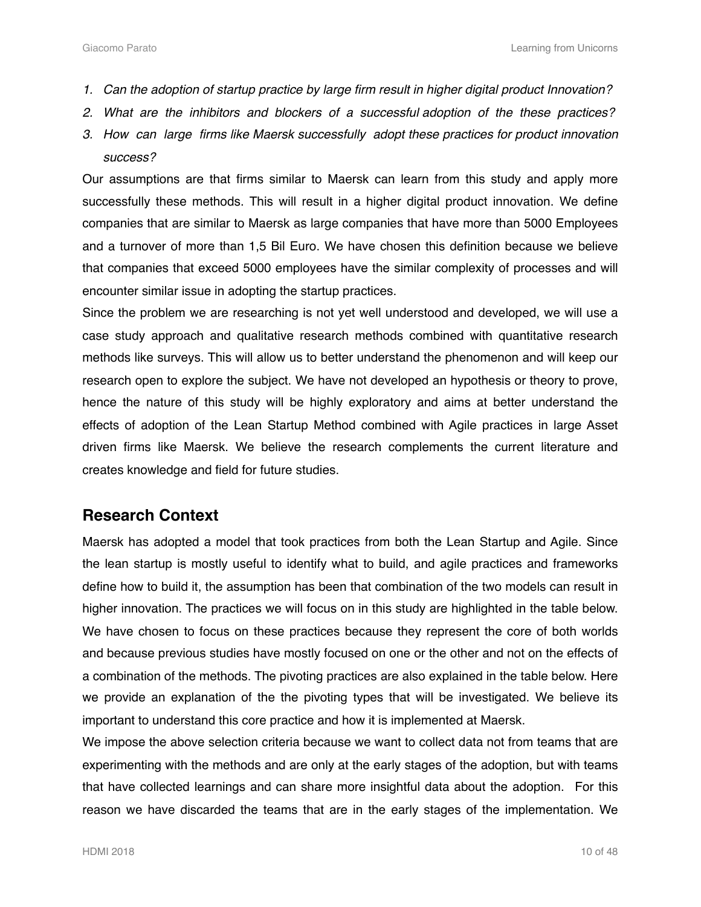1. *Can the adoption of startup practice by large firm result in higher digital product Innovation?*
2. *What are the inhibitors and blockers of a successful adoption of the these practices?*
3. *How can large firms like Maersk successfully adopt these practices for product innovation success?*

Our assumptions are that firms similar to Maersk can learn from this study and apply more successfully these methods. This will result in a higher digital product innovation. We define companies that are similar to Maersk as large companies that have more than 5000 Employees and a turnover of more than 1,5 Bil Euro. We have chosen this definition because we believe that companies that exceed 5000 employees have the similar complexity of processes and will encounter similar issue in adopting the startup practices.

Since the problem we are researching is not yet well understood and developed, we will use a case study approach and qualitative research methods combined with quantitative research methods like surveys. This will allow us to better understand the phenomenon and will keep our research open to explore the subject. We have not developed an hypothesis or theory to prove, hence the nature of this study will be highly exploratory and aims at better understand the effects of adoption of the Lean Startup Method combined with Agile practices in large Asset driven firms like Maersk. We believe the research complements the current literature and creates knowledge and field for future studies.

## Research Context

Maersk has adopted a model that took practices from both the Lean Startup and Agile. Since the lean startup is mostly useful to identify what to build, and agile practices and frameworks define how to build it, the assumption has been that combination of the two models can result in higher innovation. The practices we will focus on in this study are highlighted in the table below. We have chosen to focus on these practices because they represent the core of both worlds and because previous studies have mostly focused on one or the other and not on the effects of a combination of the methods. The pivoting practices are also explained in the table below. Here we provide an explanation of the the pivoting types that will be investigated. We believe its important to understand this core practice and how it is implemented at Maersk.

We impose the above selection criteria because we want to collect data not from teams that are experimenting with the methods and are only at the early stages of the adoption, but with teams that have collected learnings and can share more insightful data about the adoption. For this reason we have discarded the teams that are in the early stages of the implementation. We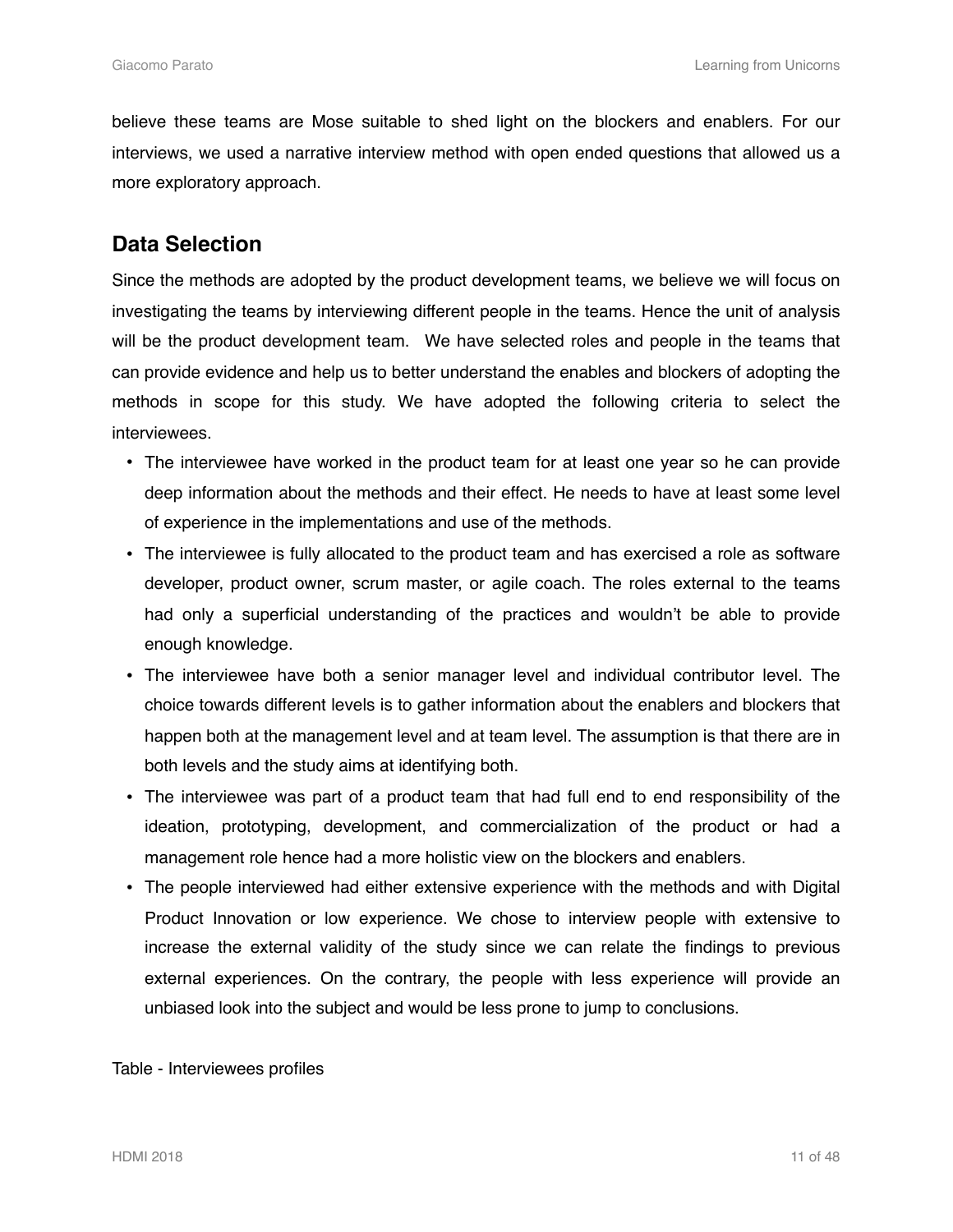believe these teams are Mose suitable to shed light on the blockers and enablers. For our interviews, we used a narrative interview method with open ended questions that allowed us a more exploratory approach.

## Data Selection

Since the methods are adopted by the product development teams, we believe we will focus on investigating the teams by interviewing different people in the teams. Hence the unit of analysis will be the product development team. We have selected roles and people in the teams that can provide evidence and help us to better understand the enables and blockers of adopting the methods in scope for this study. We have adopted the following criteria to select the interviewees.

- The interviewee have worked in the product team for at least one year so he can provide deep information about the methods and their effect. He needs to have at least some level of experience in the implementations and use of the methods.
- The interviewee is fully allocated to the product team and has exercised a role as software developer, product owner, scrum master, or agile coach. The roles external to the teams had only a superficial understanding of the practices and wouldn't be able to provide enough knowledge.
- The interviewee have both a senior manager level and individual contributor level. The choice towards different levels is to gather information about the enablers and blockers that happen both at the management level and at team level. The assumption is that there are in both levels and the study aims at identifying both.
- The interviewee was part of a product team that had full end to end responsibility of the ideation, prototyping, development, and commercialization of the product or had a management role hence had a more holistic view on the blockers and enablers.
- The people interviewed had either extensive experience with the methods and with Digital Product Innovation or low experience. We chose to interview people with extensive to increase the external validity of the study since we can relate the findings to previous external experiences. On the contrary, the people with less experience will provide an unbiased look into the subject and would be less prone to jump to conclusions.

Table - Interviewees profiles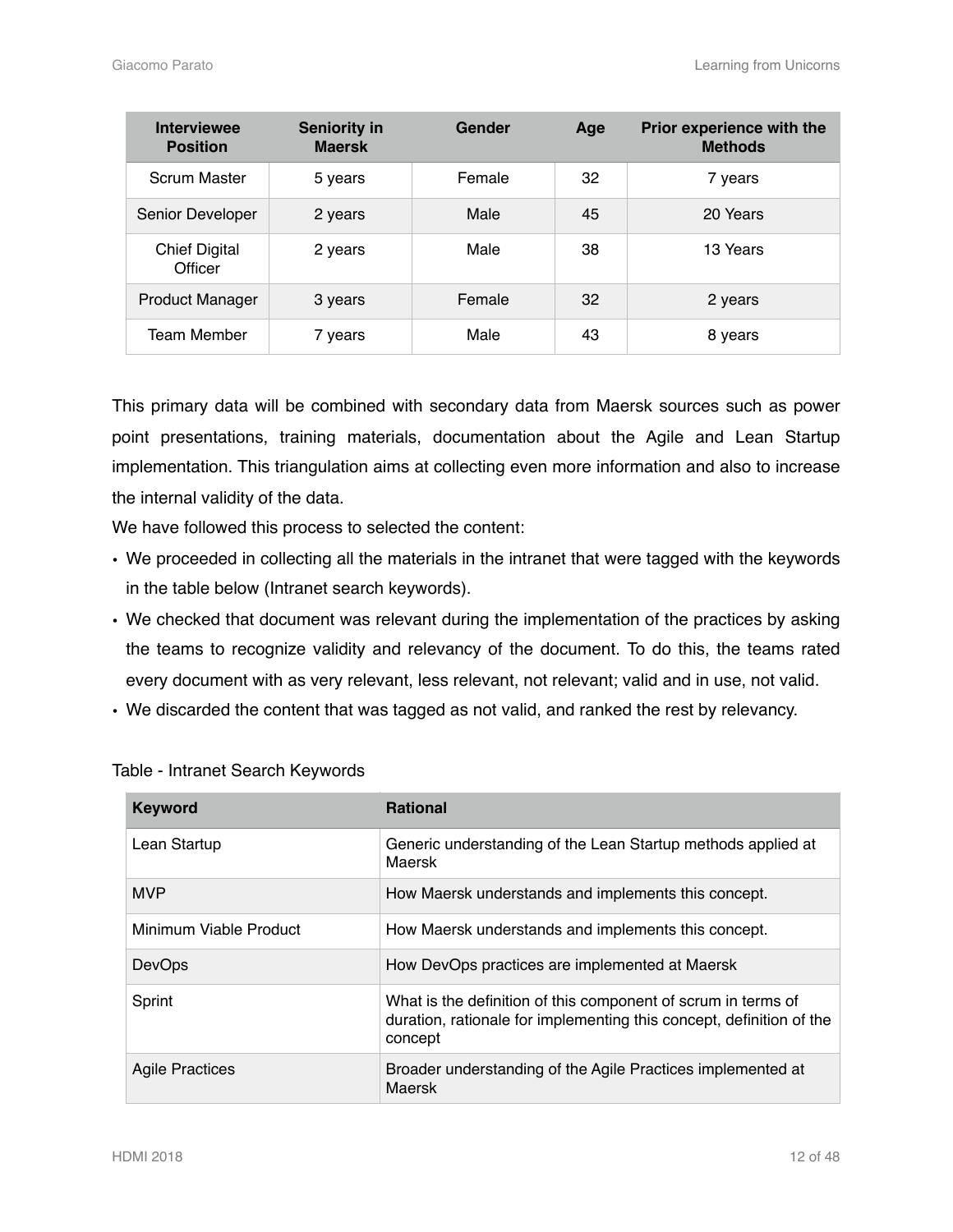| Interviewee Position | Seniority in Maersk | Gender | Age | Prior experience with the Methods |
|---|---|---|---|---|
| Scrum Master | 5 years | Female | 32 | 7 years |
| Senior Developer | 2 years | Male | 45 | 20 Years |
| Chief Digital Officer | 2 years | Male | 38 | 13 Years |
| Product Manager | 3 years | Female | 32 | 2 years |
| Team Member | 7 years | Male | 43 | 8 years |

This primary data will be combined with secondary data from Maersk sources such as power point presentations, training materials, documentation about the Agile and Lean Startup implementation. This triangulation aims at collecting even more information and also to increase the internal validity of the data.

We have followed this process to selected the content:

- We proceeded in collecting all the materials in the intranet that were tagged with the keywords in the table below (Intranet search keywords).
- We checked that document was relevant during the implementation of the practices by asking the teams to recognize validity and relevancy of the document. To do this, the teams rated every document with as very relevant, less relevant, not relevant; valid and in use, not valid.
- We discarded the content that was tagged as not valid, and ranked the rest by relevancy.

Table - Intranet Search Keywords

| Keyword | Rational |
|---|---|
| Lean Startup | Generic understanding of the Lean Startup methods applied at Maersk |
| MVP | How Maersk understands and implements this concept. |
| Minimum Viable Product | How Maersk understands and implements this concept. |
| DevOps | How DevOps practices are implemented at Maersk |
| Sprint | What is the definition of this component of scrum in terms of duration, rationale for implementing this concept, definition of the concept |
| Agile Practices | Broader understanding of the Agile Practices implemented at Maersk |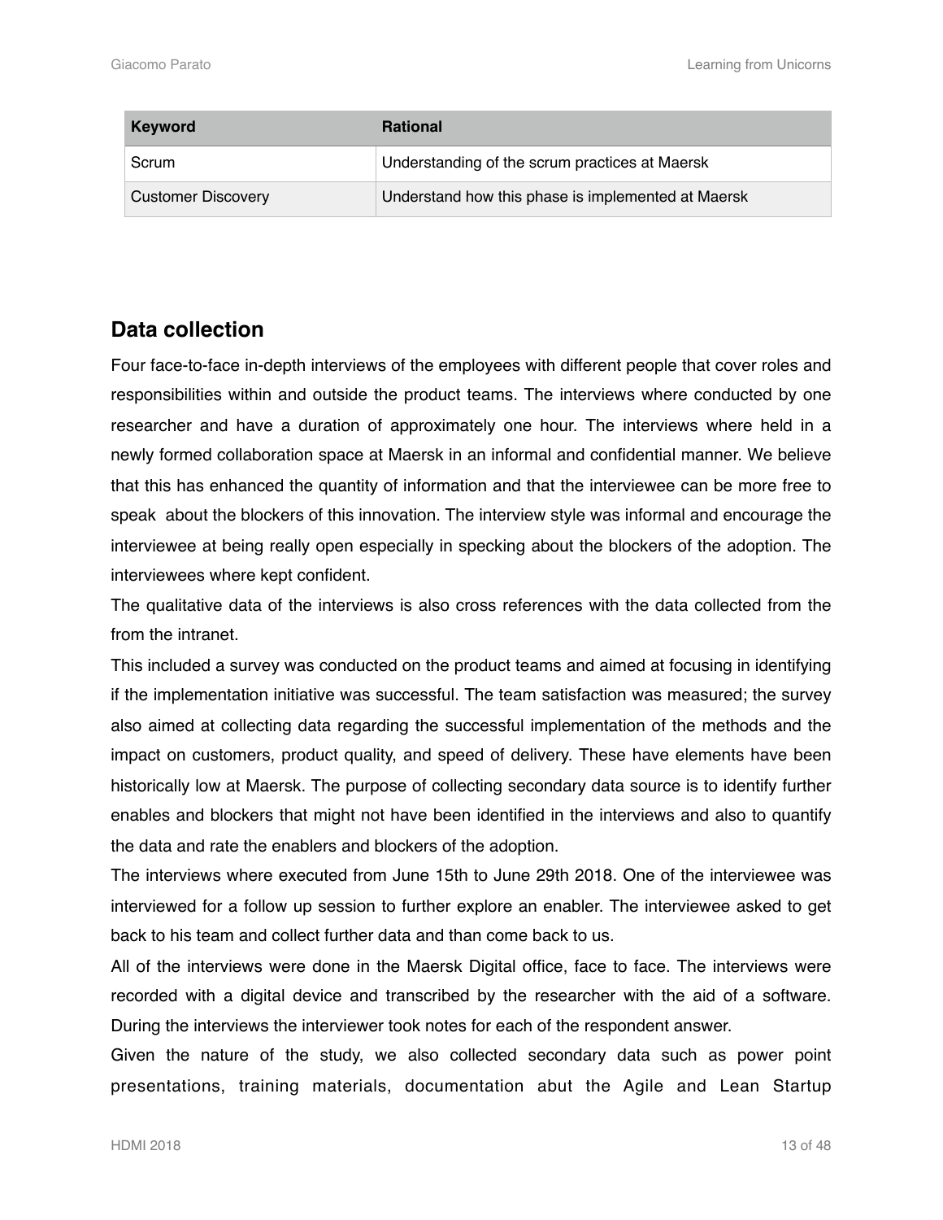| Keyword | Rational |
| --- | --- |
| Scrum | Understanding of the scrum practices at Maersk |
| Customer Discovery | Understand how this phase is implemented at Maersk |

## Data collection

Four face-to-face in-depth interviews of the employees with different people that cover roles and responsibilities within and outside the product teams. The interviews where conducted by one researcher and have a duration of approximately one hour. The interviews where held in a newly formed collaboration space at Maersk in an informal and confidential manner. We believe that this has enhanced the quantity of information and that the interviewee can be more free to speak  about the blockers of this innovation. The interview style was informal and encourage the interviewee at being really open especially in specking about the blockers of the adoption. The interviewees where kept confident.

The qualitative data of the interviews is also cross references with the data collected from the from the intranet.

This included a survey was conducted on the product teams and aimed at focusing in identifying if the implementation initiative was successful. The team satisfaction was measured; the survey also aimed at collecting data regarding the successful implementation of the methods and the impact on customers, product quality, and speed of delivery. These have elements have been historically low at Maersk. The purpose of collecting secondary data source is to identify further enables and blockers that might not have been identified in the interviews and also to quantify the data and rate the enablers and blockers of the adoption.

The interviews where executed from June 15th to June 29th 2018. One of the interviewee was interviewed for a follow up session to further explore an enabler. The interviewee asked to get back to his team and collect further data and than come back to us.

All of the interviews were done in the Maersk Digital office, face to face. The interviews were recorded with a digital device and transcribed by the researcher with the aid of a software. During the interviews the interviewer took notes for each of the respondent answer.

Given the nature of the study, we also collected secondary data such as power point presentations, training materials, documentation abut the Agile and Lean Startup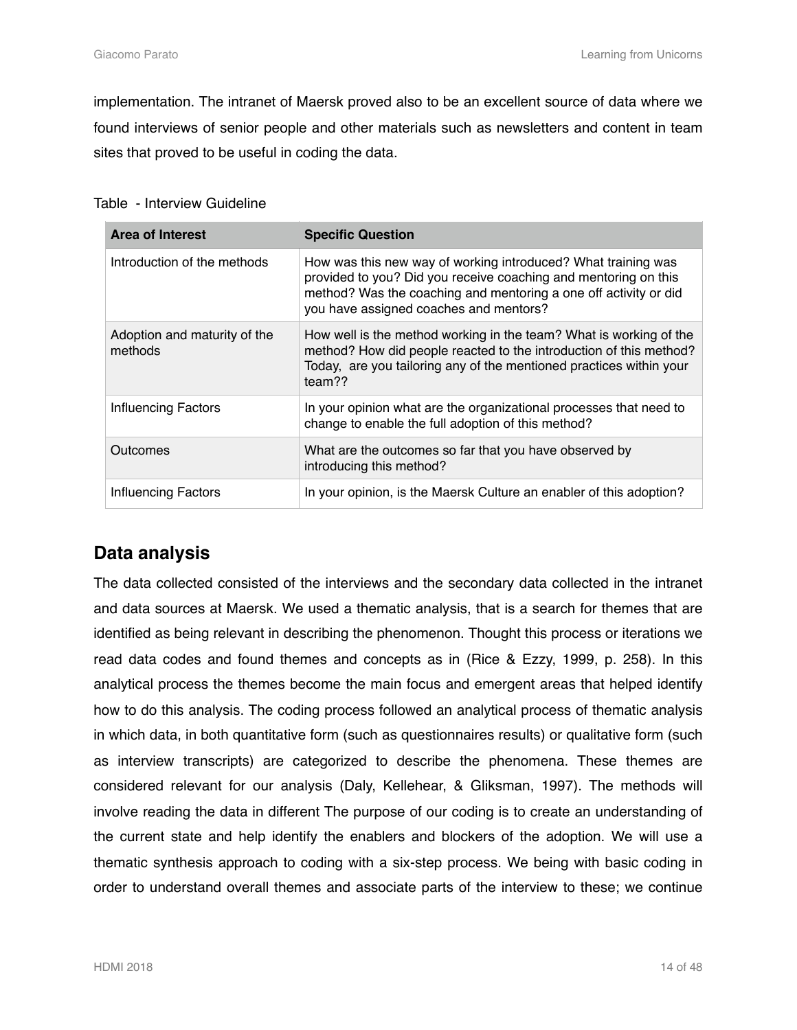implementation. The intranet of Maersk proved also to be an excellent source of data where we found interviews of senior people and other materials such as newsletters and content in team sites that proved to be useful in coding the data.

Table - Interview Guideline

| Area of Interest | Specific Question |
| --- | --- |
| Introduction of the methods | How was this new way of working introduced? What training was provided to you? Did you receive coaching and mentoring on this method? Was the coaching and mentoring a one off activity or did you have assigned coaches and mentors? |
| Adoption and maturity of the methods | How well is the method working in the team? What is working of the method? How did people reacted to the introduction of this method? Today, are you tailoring any of the mentioned practices within your team?? |
| Influencing Factors | In your opinion what are the organizational processes that need to change to enable the full adoption of this method? |
| Outcomes | What are the outcomes so far that you have observed by introducing this method? |
| Influencing Factors | In your opinion, is the Maersk Culture an enabler of this adoption? |

## Data analysis

The data collected consisted of the interviews and the secondary data collected in the intranet and data sources at Maersk. We used a thematic analysis, that is a search for themes that are identified as being relevant in describing the phenomenon. Thought this process or iterations we read data codes and found themes and concepts as in (Rice & Ezzy, 1999, p. 258). In this analytical process the themes become the main focus and emergent areas that helped identify how to do this analysis. The coding process followed an analytical process of thematic analysis in which data, in both quantitative form (such as questionnaires results) or qualitative form (such as interview transcripts) are categorized to describe the phenomena. These themes are considered relevant for our analysis (Daly, Kellehear, & Gliksman, 1997). The methods will involve reading the data in different The purpose of our coding is to create an understanding of the current state and help identify the enablers and blockers of the adoption. We will use a thematic synthesis approach to coding with a six-step process. We being with basic coding in order to understand overall themes and associate parts of the interview to these; we continue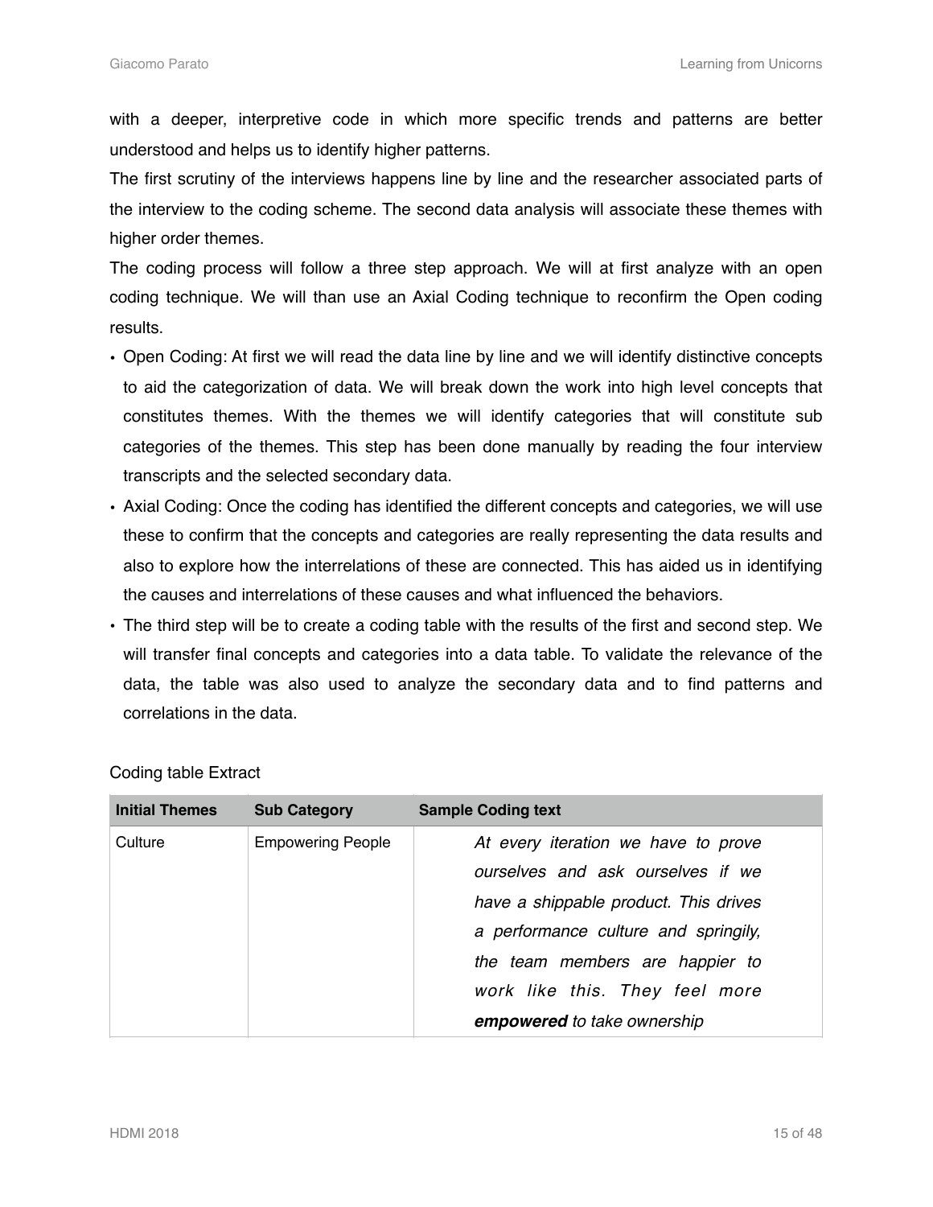with a deeper, interpretive code in which more specific trends and patterns are better understood and helps us to identify higher patterns.

The first scrutiny of the interviews happens line by line and the researcher associated parts of the interview to the coding scheme. The second data analysis will associate these themes with higher order themes.

The coding process will follow a three step approach. We will at first analyze with an open coding technique. We will than use an Axial Coding technique to reconfirm the Open coding results.

- Open Coding: At first we will read the data line by line and we will identify distinctive concepts to aid the categorization of data. We will break down the work into high level concepts that constitutes themes. With the themes we will identify categories that will constitute sub categories of the themes. This step has been done manually by reading the four interview transcripts and the selected secondary data.
- Axial Coding: Once the coding has identified the different concepts and categories, we will use these to confirm that the concepts and categories are really representing the data results and also to explore how the interrelations of these are connected. This has aided us in identifying the causes and interrelations of these causes and what influenced the behaviors.
- The third step will be to create a coding table with the results of the first and second step. We will transfer final concepts and categories into a data table. To validate the relevance of the data, the table was also used to analyze the secondary data and to find patterns and correlations in the data.

Coding table Extract

| Initial Themes | Sub Category | Sample Coding text |
| --- | --- | --- |
| Culture | Empowering People | *At every iteration we have to prove ourselves and ask ourselves if we have a shippable product. This drives a performance culture and springily, the team members are happier to work like this. They feel more **empowered** to take ownership* |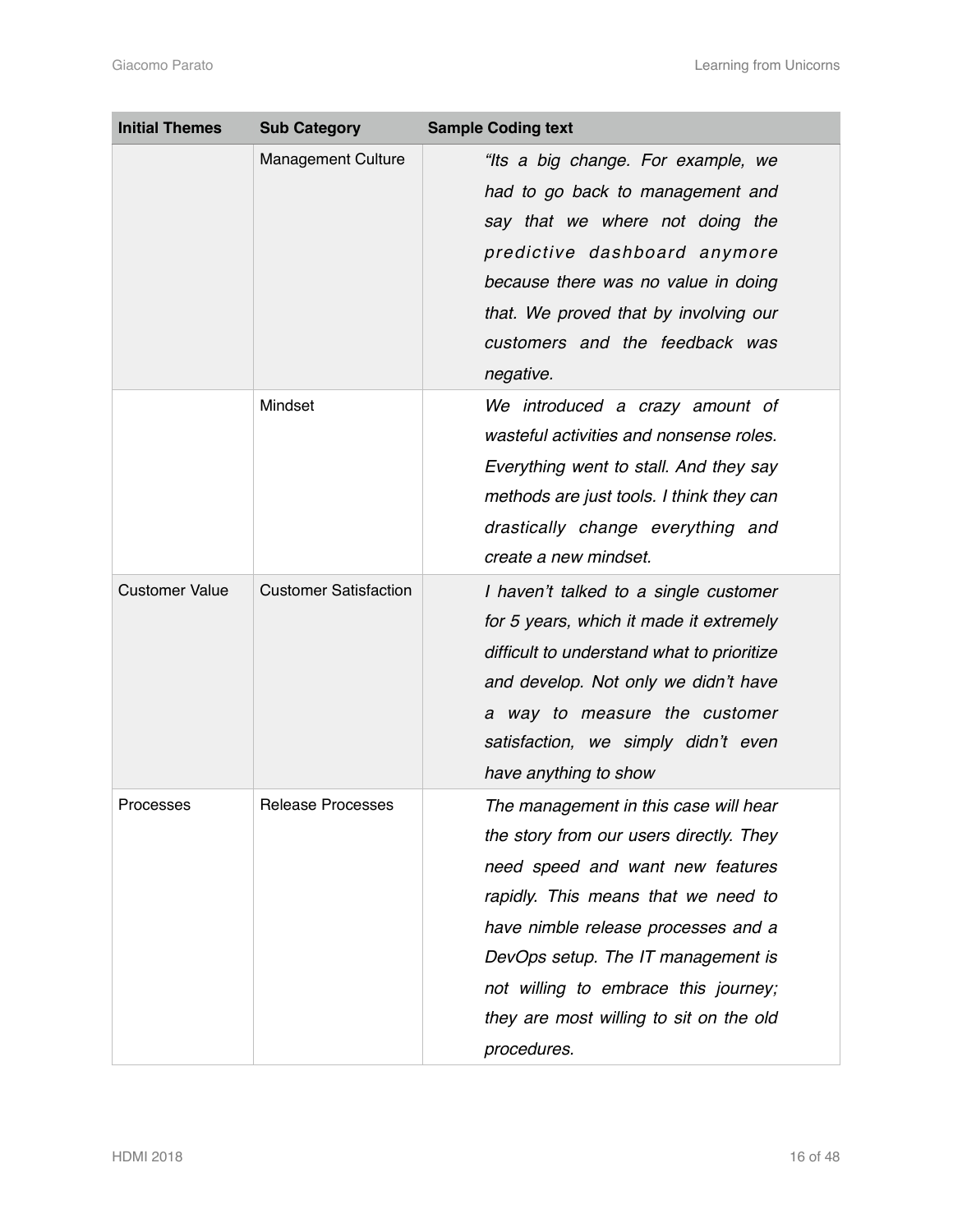| Initial Themes | Sub Category | Sample Coding text |
| --- | --- | --- |
| | Management Culture | *“Its a big change. For example, we had to go back to management and say that we where not doing the predictive dashboard anymore because there was no value in doing that. We proved that by involving our customers and the feedback was negative.* |
| | Mindset | *We introduced a crazy amount of wasteful activities and nonsense roles. Everything went to stall. And they say methods are just tools. I think they can drastically change everything and create a new mindset.* |
| Customer Value | Customer Satisfaction | *I haven’t talked to a single customer for 5 years, which it made it extremely difficult to understand what to prioritize and develop. Not only we didn’t have a way to measure the customer satisfaction, we simply didn’t even have anything to show* |
| Processes | Release Processes | *The management in this case will hear the story from our users directly. They need speed and want new features rapidly. This means that we need to have nimble release processes and a DevOps setup. The IT management is not willing to embrace this journey; they are most willing to sit on the old procedures.* |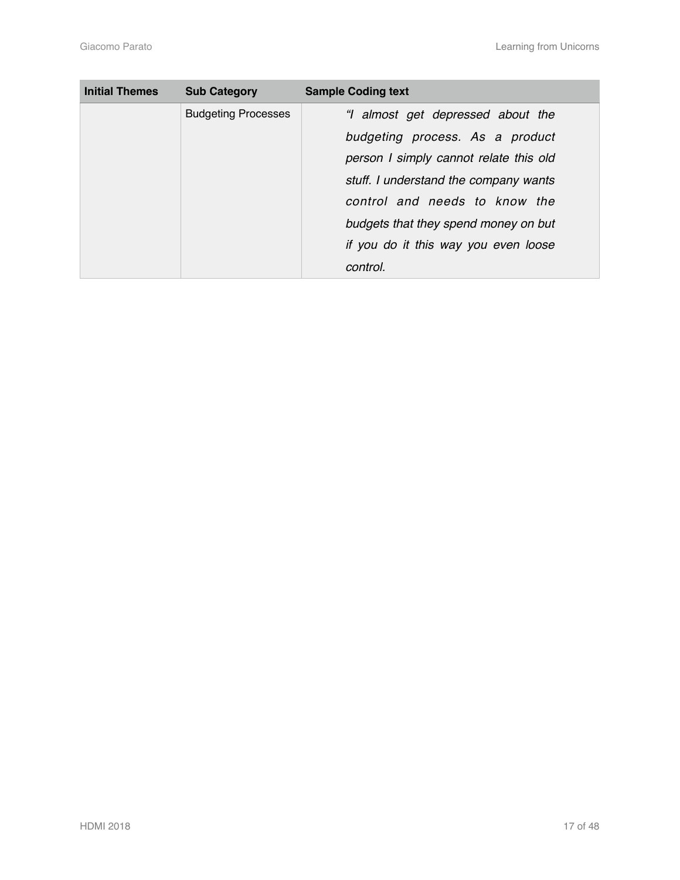| Initial Themes | Sub Category | Sample Coding text |
| --- | --- | --- |
| | Budgeting Processes | *“I almost get depressed about the budgeting process. As a product person I simply cannot relate this old stuff. I understand the company wants control and needs to know the budgets that they spend money on but if you do it this way you even loose control.* |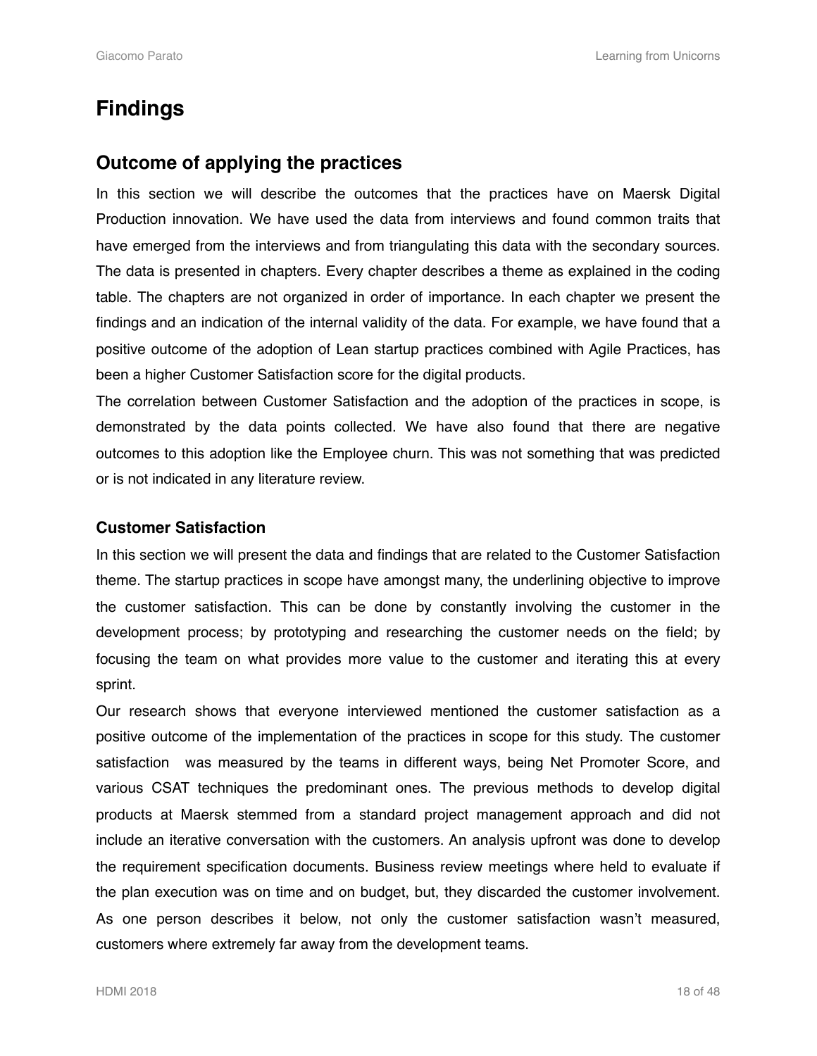# Findings

## Outcome of applying the practices

In this section we will describe the outcomes that the practices have on Maersk Digital Production innovation. We have used the data from interviews and found common traits that have emerged from the interviews and from triangulating this data with the secondary sources. The data is presented in chapters. Every chapter describes a theme as explained in the coding table. The chapters are not organized in order of importance. In each chapter we present the findings and an indication of the internal validity of the data. For example, we have found that a positive outcome of the adoption of Lean startup practices combined with Agile Practices, has been a higher Customer Satisfaction score for the digital products.

The correlation between Customer Satisfaction and the adoption of the practices in scope, is demonstrated by the data points collected. We have also found that there are negative outcomes to this adoption like the Employee churn. This was not something that was predicted or is not indicated in any literature review.

### Customer Satisfaction

In this section we will present the data and findings that are related to the Customer Satisfaction theme. The startup practices in scope have amongst many, the underlining objective to improve the customer satisfaction. This can be done by constantly involving the customer in the development process; by prototyping and researching the customer needs on the field; by focusing the team on what provides more value to the customer and iterating this at every sprint.

Our research shows that everyone interviewed mentioned the customer satisfaction as a positive outcome of the implementation of the practices in scope for this study. The customer satisfaction was measured by the teams in different ways, being Net Promoter Score, and various CSAT techniques the predominant ones. The previous methods to develop digital products at Maersk stemmed from a standard project management approach and did not include an iterative conversation with the customers. An analysis upfront was done to develop the requirement specification documents. Business review meetings where held to evaluate if the plan execution was on time and on budget, but, they discarded the customer involvement. As one person describes it below, not only the customer satisfaction wasn't measured, customers where extremely far away from the development teams.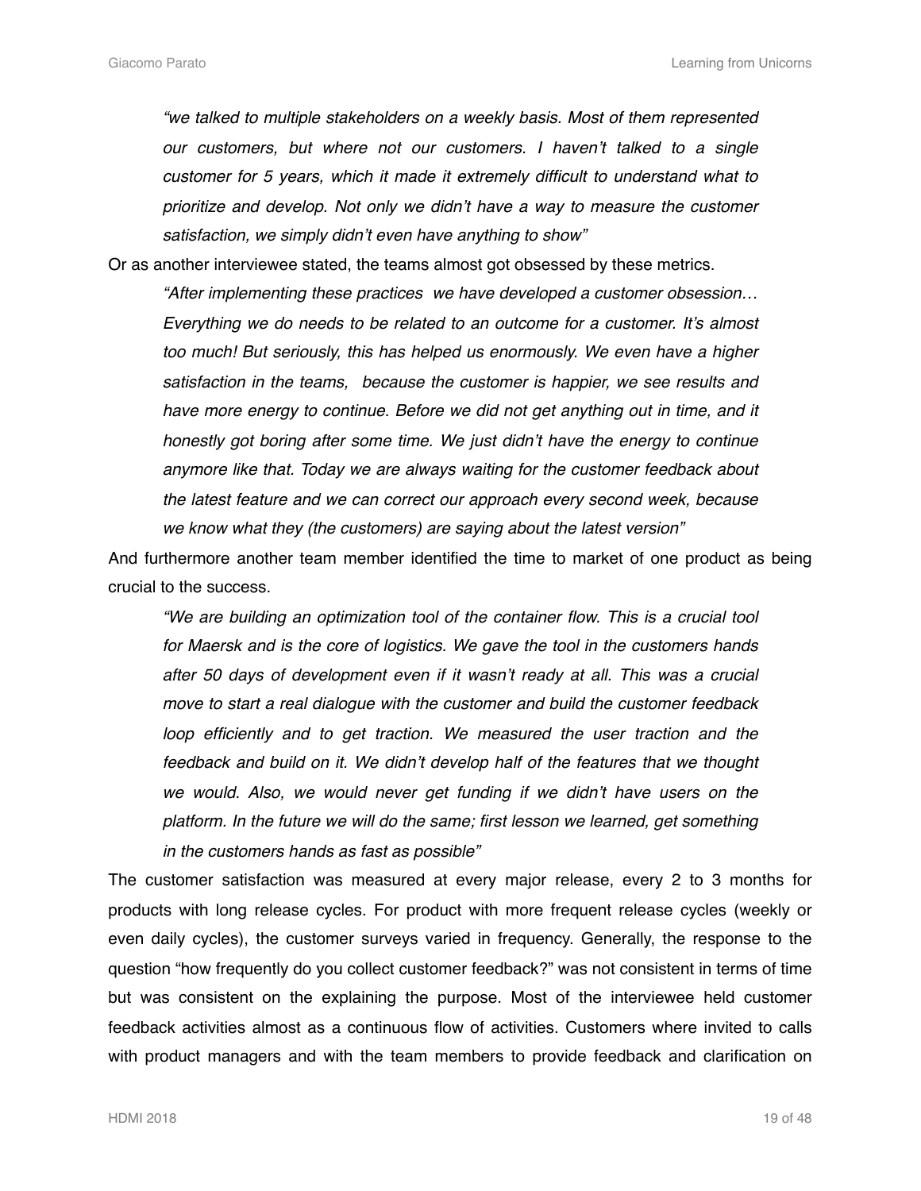> *"we talked to multiple stakeholders on a weekly basis. Most of them represented our customers, but where not our customers. I haven't talked to a single customer for 5 years, which it made it extremely difficult to understand what to prioritize and develop. Not only we didn't have a way to measure the customer satisfaction, we simply didn't even have anything to show"*

Or as another interviewee stated, the teams almost got obsessed by these metrics.

> *"After implementing these practices we have developed a customer obsession… Everything we do needs to be related to an outcome for a customer. It's almost too much! But seriously, this has helped us enormously. We even have a higher satisfaction in the teams, because the customer is happier, we see results and have more energy to continue. Before we did not get anything out in time, and it honestly got boring after some time. We just didn't have the energy to continue anymore like that. Today we are always waiting for the customer feedback about the latest feature and we can correct our approach every second week, because we know what they (the customers) are saying about the latest version"*

And furthermore another team member identified the time to market of one product as being crucial to the success.

> *"We are building an optimization tool of the container flow. This is a crucial tool for Maersk and is the core of logistics. We gave the tool in the customers hands after 50 days of development even if it wasn't ready at all. This was a crucial move to start a real dialogue with the customer and build the customer feedback loop efficiently and to get traction. We measured the user traction and the feedback and build on it. We didn't develop half of the features that we thought we would. Also, we would never get funding if we didn't have users on the platform. In the future we will do the same; first lesson we learned, get something in the customers hands as fast as possible"*

The customer satisfaction was measured at every major release, every 2 to 3 months for products with long release cycles. For product with more frequent release cycles (weekly or even daily cycles), the customer surveys varied in frequency. Generally, the response to the question "how frequently do you collect customer feedback?" was not consistent in terms of time but was consistent on the explaining the purpose. Most of the interviewee held customer feedback activities almost as a continuous flow of activities. Customers where invited to calls with product managers and with the team members to provide feedback and clarification on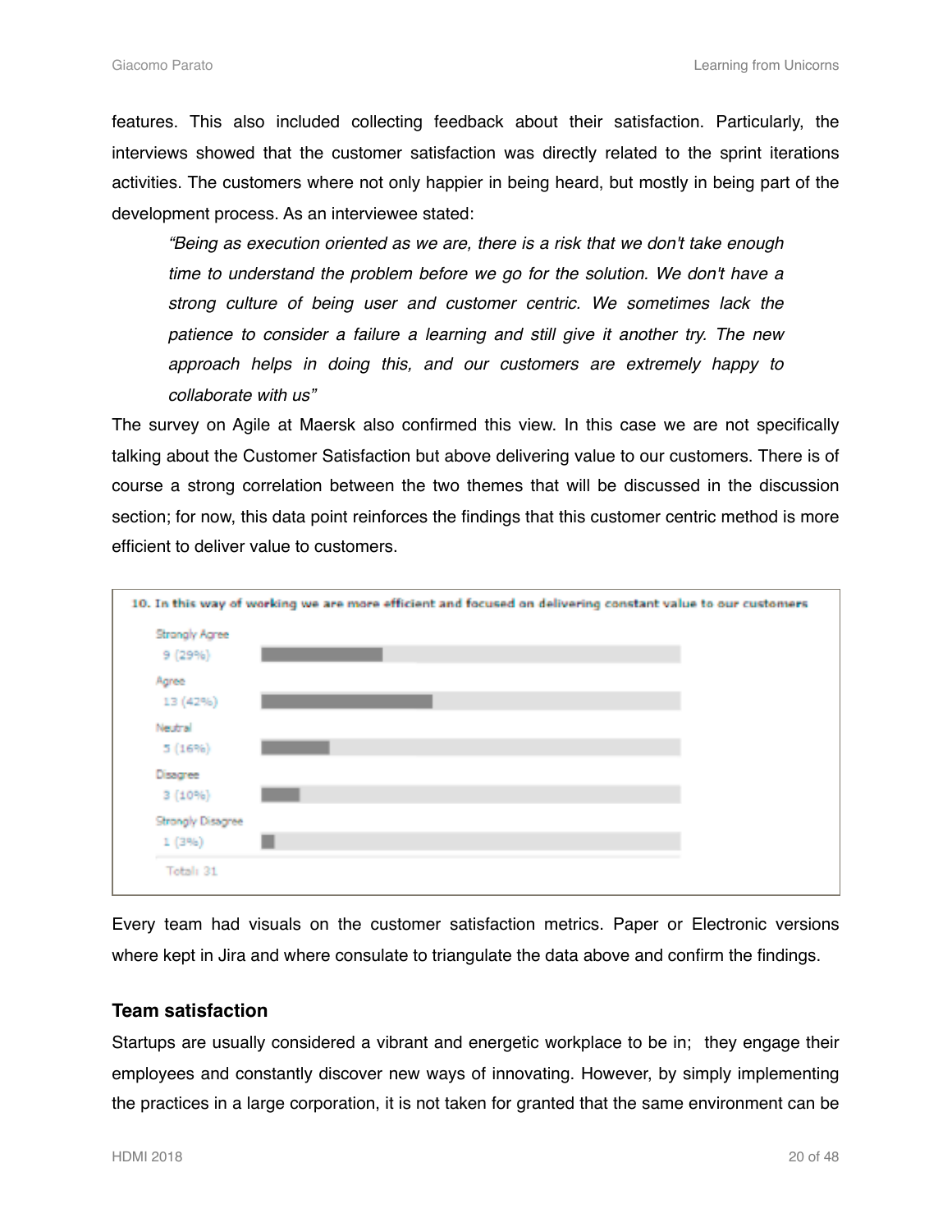features. This also included collecting feedback about their satisfaction. Particularly, the interviews showed that the customer satisfaction was directly related to the sprint iterations activities. The customers where not only happier in being heard, but mostly in being part of the development process. As an interviewee stated:

> *"Being as execution oriented as we are, there is a risk that we don't take enough time to understand the problem before we go for the solution. We don't have a strong culture of being user and customer centric. We sometimes lack the patience to consider a failure a learning and still give it another try. The new approach helps in doing this, and our customers are extremely happy to collaborate with us"*

The survey on Agile at Maersk also confirmed this view. In this case we are not specifically talking about the Customer Satisfaction but above delivering value to our customers. There is of course a strong correlation between the two themes that will be discussed in the discussion section; for now, this data point reinforces the findings that this customer centric method is more efficient to deliver value to customers.

10. In this way of working we are more efficient and focused on delivering constant value to our customers

Strongly Agree
9 (29%)
Agree
13 (42%)
Neutral
5 (16%)
Disagree
3 (10%)
Strongly Disagree
1 (3%)
Total: 31

Every team had visuals on the customer satisfaction metrics. Paper or Electronic versions where kept in Jira and where consulate to triangulate the data above and confirm the findings.

### Team satisfaction

Startups are usually considered a vibrant and energetic workplace to be in; they engage their employees and constantly discover new ways of innovating. However, by simply implementing the practices in a large corporation, it is not taken for granted that the same environment can be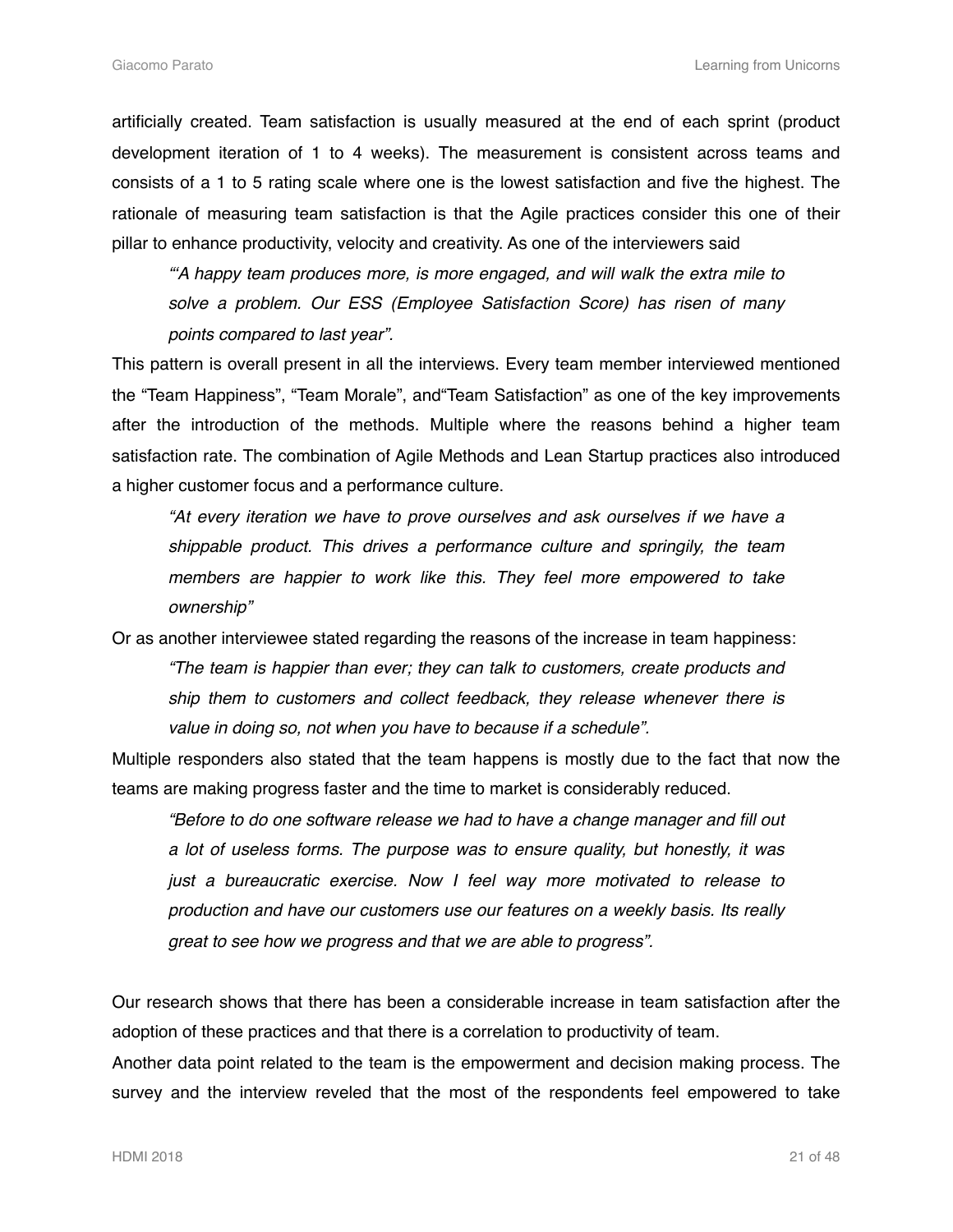artificially created. Team satisfaction is usually measured at the end of each sprint (product development iteration of 1 to 4 weeks). The measurement is consistent across teams and consists of a 1 to 5 rating scale where one is the lowest satisfaction and five the highest. The rationale of measuring team satisfaction is that the Agile practices consider this one of their pillar to enhance productivity, velocity and creativity. As one of the interviewers said

> *"'A happy team produces more, is more engaged, and will walk the extra mile to solve a problem. Our ESS (Employee Satisfaction Score) has risen of many points compared to last year".*

This pattern is overall present in all the interviews. Every team member interviewed mentioned the "Team Happiness", "Team Morale", and"Team Satisfaction" as one of the key improvements after the introduction of the methods. Multiple where the reasons behind a higher team satisfaction rate. The combination of Agile Methods and Lean Startup practices also introduced a higher customer focus and a performance culture.

> *"At every iteration we have to prove ourselves and ask ourselves if we have a shippable product. This drives a performance culture and springily, the team members are happier to work like this. They feel more empowered to take ownership"*

Or as another interviewee stated regarding the reasons of the increase in team happiness:

> *"The team is happier than ever; they can talk to customers, create products and ship them to customers and collect feedback, they release whenever there is value in doing so, not when you have to because if a schedule".*

Multiple responders also stated that the team happens is mostly due to the fact that now the teams are making progress faster and the time to market is considerably reduced.

> *"Before to do one software release we had to have a change manager and fill out a lot of useless forms. The purpose was to ensure quality, but honestly, it was just a bureaucratic exercise. Now I feel way more motivated to release to production and have our customers use our features on a weekly basis. Its really great to see how we progress and that we are able to progress".*

Our research shows that there has been a considerable increase in team satisfaction after the adoption of these practices and that there is a correlation to productivity of team.

Another data point related to the team is the empowerment and decision making process. The survey and the interview reveled that the most of the respondents feel empowered to take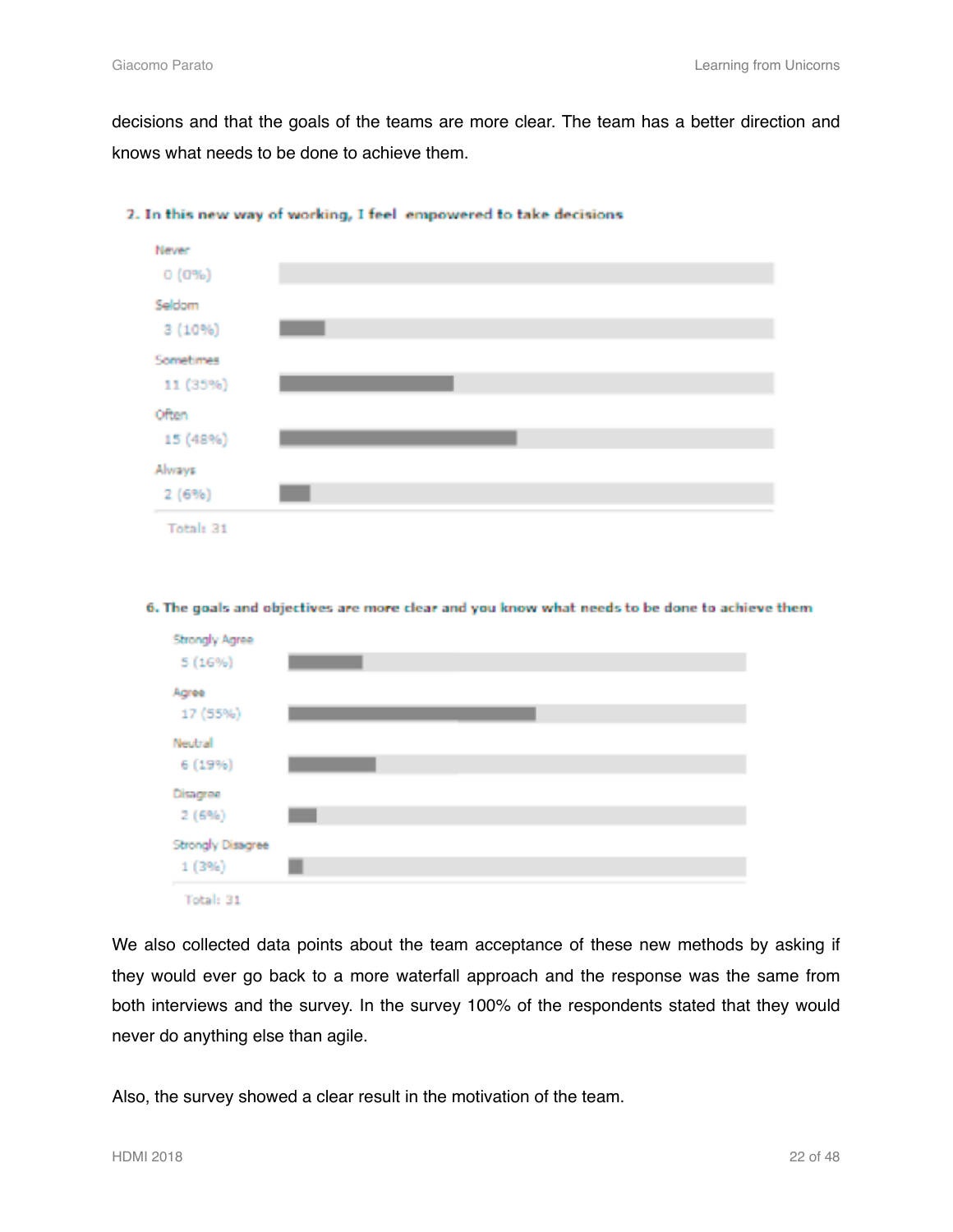decisions and that the goals of the teams are more clear. The team has a better direction and knows what needs to be done to achieve them.

2. In this new way of working, I feel empowered to take decisions

Never
0 (0%)
Seldom
3 (10%)
Sometimes
11 (35%)
Often
15 (48%)
Always
2 (6%)
Total: 31

6. The goals and objectives are more clear and you know what needs to be done to achieve them

Strongly Agree
5 (16%)
Agree
17 (55%)
Neutral
6 (19%)
Disagree
2 (6%)
Strongly Disagree
1 (3%)
Total: 31

We also collected data points about the team acceptance of these new methods by asking if they would ever go back to a more waterfall approach and the response was the same from both interviews and the survey. In the survey 100% of the respondents stated that they would never do anything else than agile.

Also, the survey showed a clear result in the motivation of the team.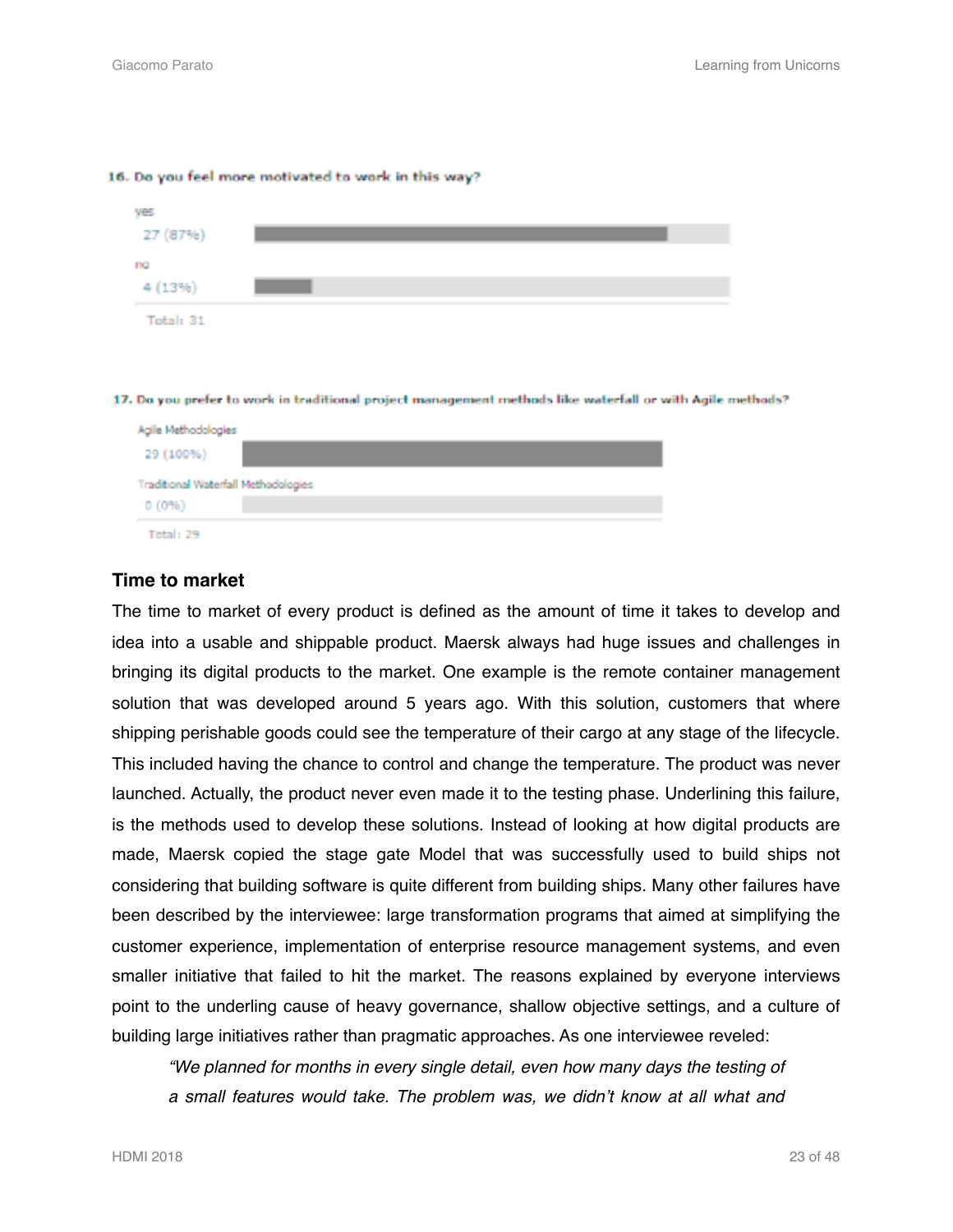16. Do you feel more motivated to work in this way?

yes

27 (87%)

no

4 (13%)

Total: 31

17. Do you prefer to work in traditional project management methods like waterfall or with Agile methods?

Agile Methodologies

29 (100%)

Traditional Waterfall Methodologies

0 (0%)

Total: 29

### Time to market

The time to market of every product is defined as the amount of time it takes to develop and idea into a usable and shippable product. Maersk always had huge issues and challenges in bringing its digital products to the market. One example is the remote container management solution that was developed around 5 years ago. With this solution, customers that where shipping perishable goods could see the temperature of their cargo at any stage of the lifecycle. This included having the chance to control and change the temperature. The product was never launched. Actually, the product never even made it to the testing phase. Underlining this failure, is the methods used to develop these solutions. Instead of looking at how digital products are made, Maersk copied the stage gate Model that was successfully used to build ships not considering that building software is quite different from building ships. Many other failures have been described by the interviewee: large transformation programs that aimed at simplifying the customer experience, implementation of enterprise resource management systems, and even smaller initiative that failed to hit the market. The reasons explained by everyone interviews point to the underling cause of heavy governance, shallow objective settings, and a culture of building large initiatives rather than pragmatic approaches. As one interviewee reveled:

> *"We planned for months in every single detail, even how many days the testing of a small features would take. The problem was, we didn't know at all what and*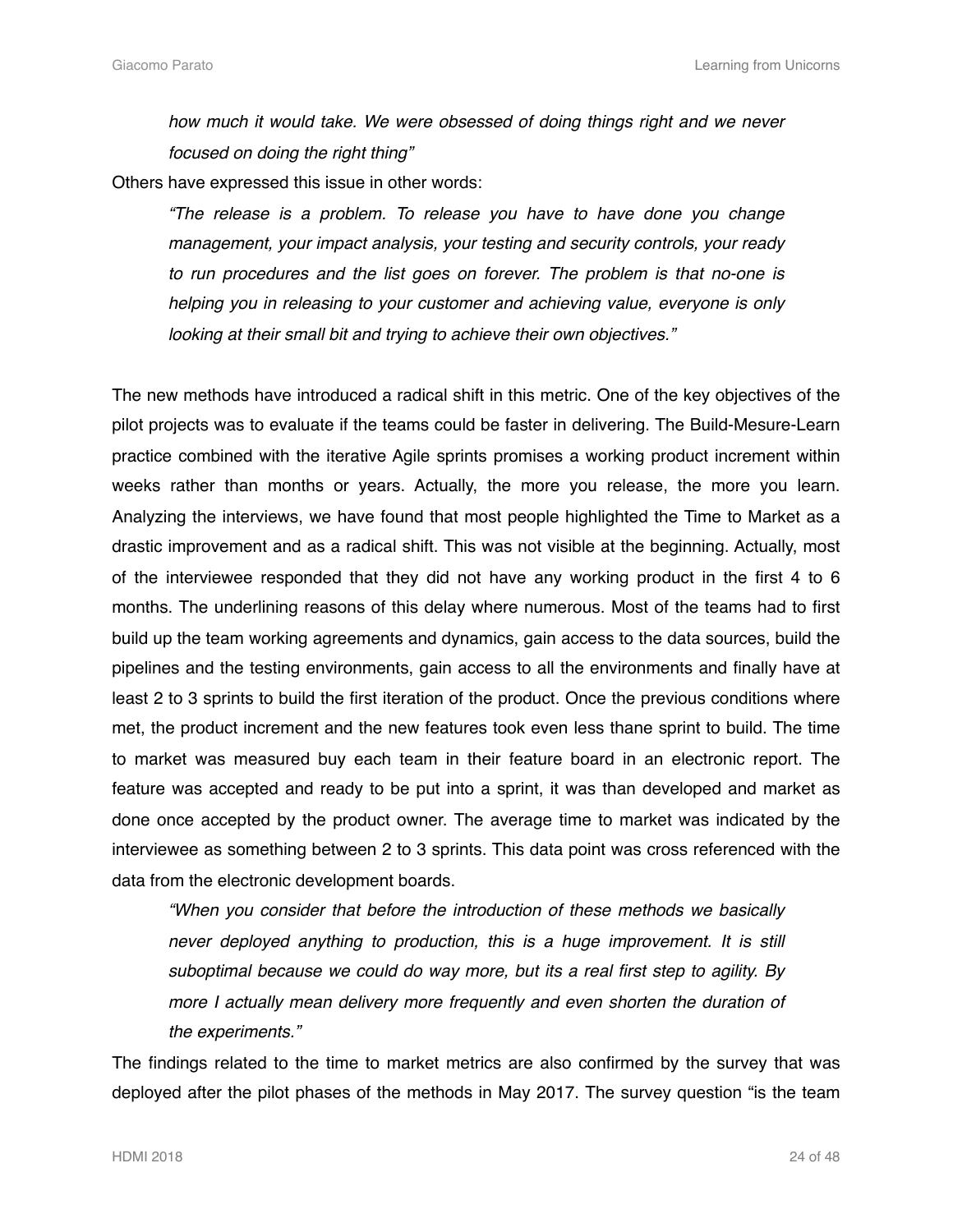*how much it would take. We were obsessed of doing things right and we never focused on doing the right thing”*

Others have expressed this issue in other words:

> *“The release is a problem. To release you have to have done you change management, your impact analysis, your testing and security controls, your ready to run procedures and the list goes on forever. The problem is that no-one is helping you in releasing to your customer and achieving value, everyone is only looking at their small bit and trying to achieve their own objectives.”*

The new methods have introduced a radical shift in this metric. One of the key objectives of the pilot projects was to evaluate if the teams could be faster in delivering. The Build-Mesure-Learn practice combined with the iterative Agile sprints promises a working product increment within weeks rather than months or years. Actually, the more you release, the more you learn. Analyzing the interviews, we have found that most people highlighted the Time to Market as a drastic improvement and as a radical shift. This was not visible at the beginning. Actually, most of the interviewee responded that they did not have any working product in the first 4 to 6 months. The underlining reasons of this delay where numerous. Most of the teams had to first build up the team working agreements and dynamics, gain access to the data sources, build the pipelines and the testing environments, gain access to all the environments and finally have at least 2 to 3 sprints to build the first iteration of the product. Once the previous conditions where met, the product increment and the new features took even less thane sprint to build. The time to market was measured buy each team in their feature board in an electronic report. The feature was accepted and ready to be put into a sprint, it was than developed and market as done once accepted by the product owner. The average time to market was indicated by the interviewee as something between 2 to 3 sprints. This data point was cross referenced with the data from the electronic development boards.

> *“When you consider that before the introduction of these methods we basically never deployed anything to production, this is a huge improvement. It is still suboptimal because we could do way more, but its a real first step to agility. By more I actually mean delivery more frequently and even shorten the duration of the experiments.”*

The findings related to the time to market metrics are also confirmed by the survey that was deployed after the pilot phases of the methods in May 2017. The survey question “is the team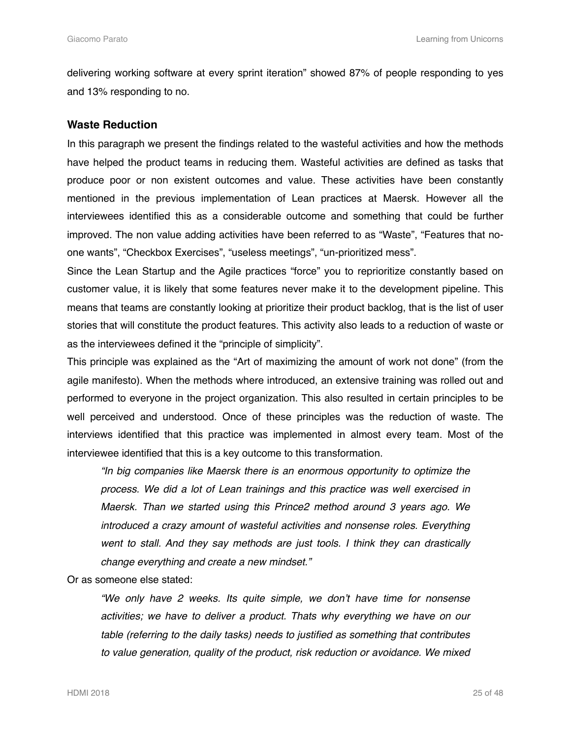delivering working software at every sprint iteration" showed 87% of people responding to yes and 13% responding to no.

### Waste Reduction

In this paragraph we present the findings related to the wasteful activities and how the methods have helped the product teams in reducing them. Wasteful activities are defined as tasks that produce poor or non existent outcomes and value. These activities have been constantly mentioned in the previous implementation of Lean practices at Maersk. However all the interviewees identified this as a considerable outcome and something that could be further improved. The non value adding activities have been referred to as "Waste", "Features that no-one wants", "Checkbox Exercises", "useless meetings", "un-prioritized mess".

Since the Lean Startup and the Agile practices "force" you to reprioritize constantly based on customer value, it is likely that some features never make it to the development pipeline. This means that teams are constantly looking at prioritize their product backlog, that is the list of user stories that will constitute the product features. This activity also leads to a reduction of waste or as the interviewees defined it the "principle of simplicity".

This principle was explained as the "Art of maximizing the amount of work not done" (from the agile manifesto). When the methods where introduced, an extensive training was rolled out and performed to everyone in the project organization. This also resulted in certain principles to be well perceived and understood. Once of these principles was the reduction of waste. The interviews identified that this practice was implemented in almost every team. Most of the interviewee identified that this is a key outcome to this transformation.

> *"In big companies like Maersk there is an enormous opportunity to optimize the process. We did a lot of Lean trainings and this practice was well exercised in Maersk. Than we started using this Prince2 method around 3 years ago. We introduced a crazy amount of wasteful activities and nonsense roles. Everything went to stall. And they say methods are just tools. I think they can drastically change everything and create a new mindset."*

Or as someone else stated:

> *"We only have 2 weeks. Its quite simple, we don't have time for nonsense activities; we have to deliver a product. Thats why everything we have on our table (referring to the daily tasks) needs to justified as something that contributes to value generation, quality of the product, risk reduction or avoidance. We mixed*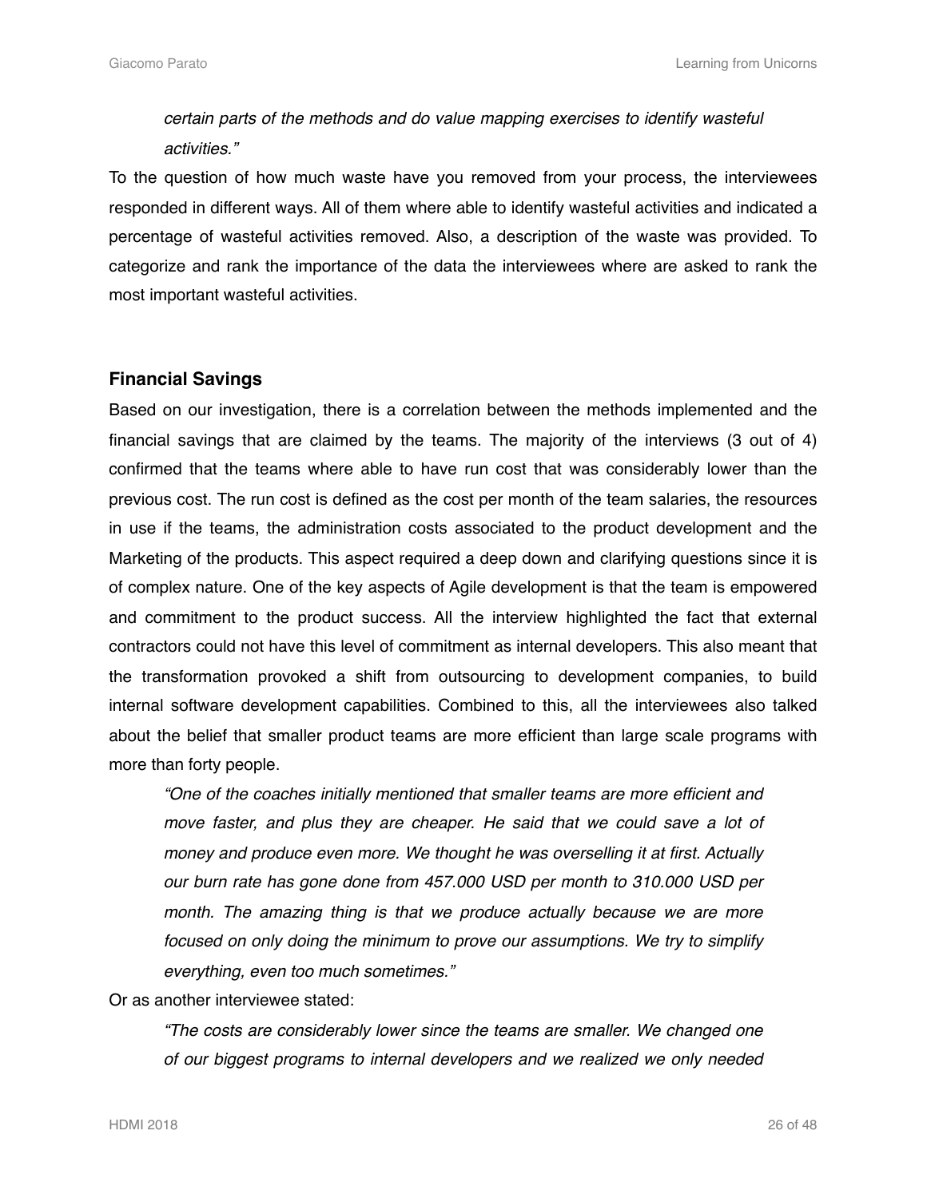*certain parts of the methods and do value mapping exercises to identify wasteful activities."*

To the question of how much waste have you removed from your process, the interviewees responded in different ways. All of them where able to identify wasteful activities and indicated a percentage of wasteful activities removed. Also, a description of the waste was provided. To categorize and rank the importance of the data the interviewees where are asked to rank the most important wasteful activities.

### Financial Savings

Based on our investigation, there is a correlation between the methods implemented and the financial savings that are claimed by the teams. The majority of the interviews (3 out of 4) confirmed that the teams where able to have run cost that was considerably lower than the previous cost. The run cost is defined as the cost per month of the team salaries, the resources in use if the teams, the administration costs associated to the product development and the Marketing of the products. This aspect required a deep down and clarifying questions since it is of complex nature. One of the key aspects of Agile development is that the team is empowered and commitment to the product success. All the interview highlighted the fact that external contractors could not have this level of commitment as internal developers. This also meant that the transformation provoked a shift from outsourcing to development companies, to build internal software development capabilities. Combined to this, all the interviewees also talked about the belief that smaller product teams are more efficient than large scale programs with more than forty people.

> *"One of the coaches initially mentioned that smaller teams are more efficient and move faster, and plus they are cheaper. He said that we could save a lot of money and produce even more. We thought he was overselling it at first. Actually our burn rate has gone done from 457.000 USD per month to 310.000 USD per month. The amazing thing is that we produce actually because we are more focused on only doing the minimum to prove our assumptions. We try to simplify everything, even too much sometimes."*

Or as another interviewee stated:

> *"The costs are considerably lower since the teams are smaller. We changed one of our biggest programs to internal developers and we realized we only needed*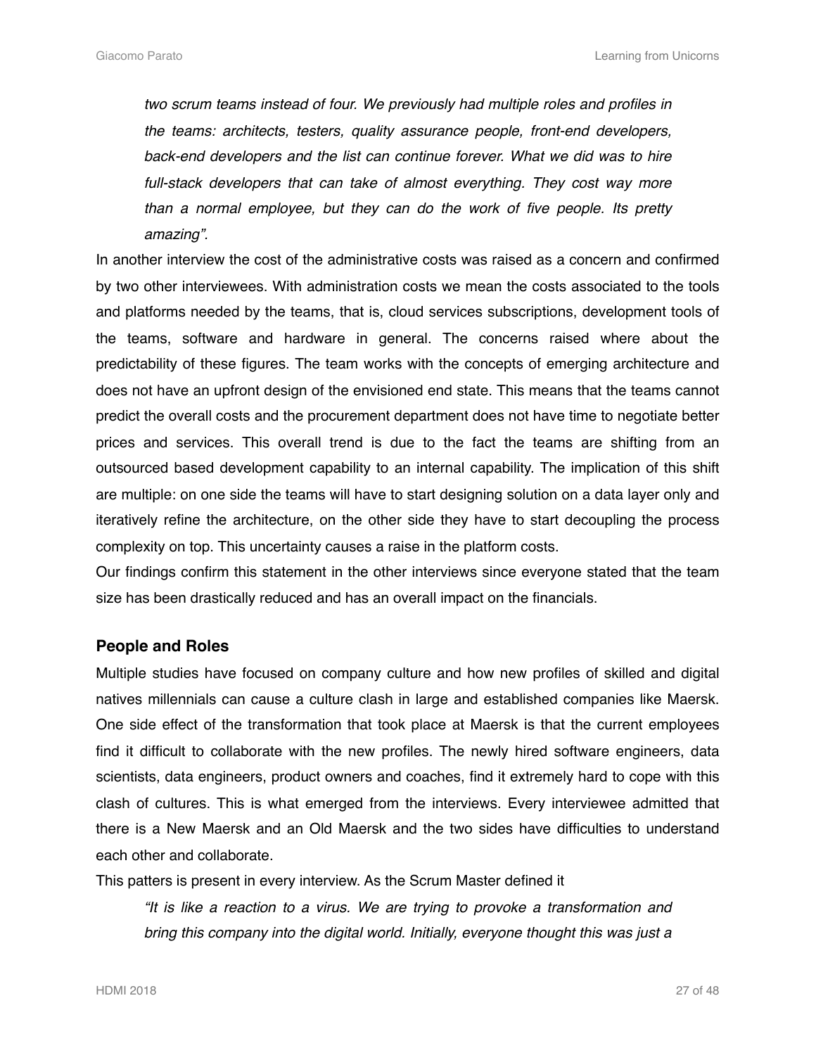*two scrum teams instead of four. We previously had multiple roles and profiles in the teams: architects, testers, quality assurance people, front-end developers, back-end developers and the list can continue forever. What we did was to hire full-stack developers that can take of almost everything. They cost way more than a normal employee, but they can do the work of five people. Its pretty amazing".*

In another interview the cost of the administrative costs was raised as a concern and confirmed by two other interviewees. With administration costs we mean the costs associated to the tools and platforms needed by the teams, that is, cloud services subscriptions, development tools of the teams, software and hardware in general. The concerns raised where about the predictability of these figures. The team works with the concepts of emerging architecture and does not have an upfront design of the envisioned end state. This means that the teams cannot predict the overall costs and the procurement department does not have time to negotiate better prices and services. This overall trend is due to the fact the teams are shifting from an outsourced based development capability to an internal capability. The implication of this shift are multiple: on one side the teams will have to start designing solution on a data layer only and iteratively refine the architecture, on the other side they have to start decoupling the process complexity on top. This uncertainty causes a raise in the platform costs.

Our findings confirm this statement in the other interviews since everyone stated that the team size has been drastically reduced and has an overall impact on the financials.

### People and Roles

Multiple studies have focused on company culture and how new profiles of skilled and digital natives millennials can cause a culture clash in large and established companies like Maersk. One side effect of the transformation that took place at Maersk is that the current employees find it difficult to collaborate with the new profiles. The newly hired software engineers, data scientists, data engineers, product owners and coaches, find it extremely hard to cope with this clash of cultures. This is what emerged from the interviews. Every interviewee admitted that there is a New Maersk and an Old Maersk and the two sides have difficulties to understand each other and collaborate.

This patters is present in every interview. As the Scrum Master defined it

*"It is like a reaction to a virus. We are trying to provoke a transformation and bring this company into the digital world. Initially, everyone thought this was just a*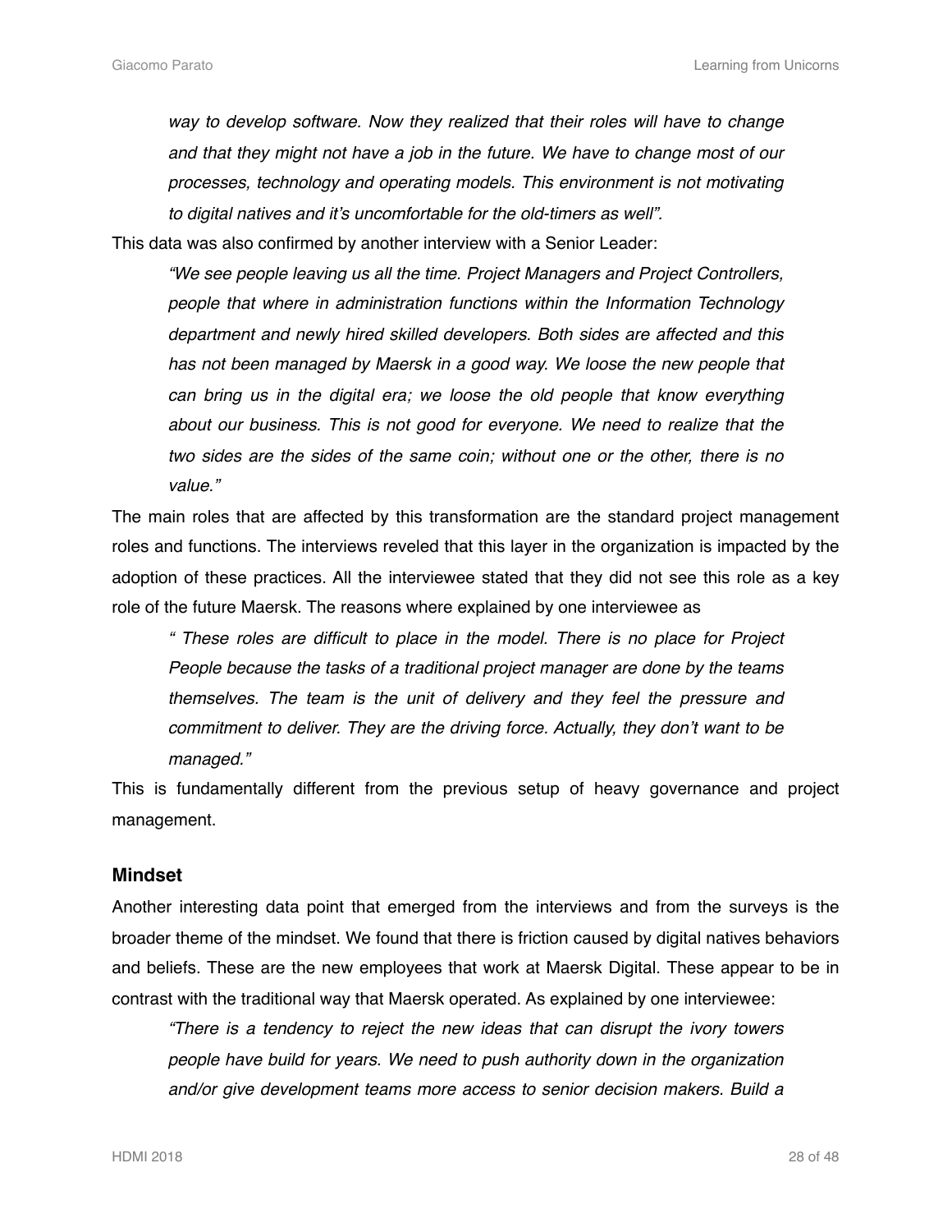*way to develop software. Now they realized that their roles will have to change and that they might not have a job in the future. We have to change most of our processes, technology and operating models. This environment is not motivating to digital natives and it's uncomfortable for the old-timers as well".*

This data was also confirmed by another interview with a Senior Leader:

> *"We see people leaving us all the time. Project Managers and Project Controllers, people that where in administration functions within the Information Technology department and newly hired skilled developers. Both sides are affected and this has not been managed by Maersk in a good way. We loose the new people that can bring us in the digital era; we loose the old people that know everything about our business. This is not good for everyone. We need to realize that the two sides are the sides of the same coin; without one or the other, there is no value."*

The main roles that are affected by this transformation are the standard project management roles and functions. The interviews reveled that this layer in the organization is impacted by the adoption of these practices. All the interviewee stated that they did not see this role as a key role of the future Maersk. The reasons where explained by one interviewee as

> *" These roles are difficult to place in the model. There is no place for Project People because the tasks of a traditional project manager are done by the teams themselves. The team is the unit of delivery and they feel the pressure and commitment to deliver. They are the driving force. Actually, they don't want to be managed."*

This is fundamentally different from the previous setup of heavy governance and project management.

### Mindset

Another interesting data point that emerged from the interviews and from the surveys is the broader theme of the mindset. We found that there is friction caused by digital natives behaviors and beliefs. These are the new employees that work at Maersk Digital. These appear to be in contrast with the traditional way that Maersk operated. As explained by one interviewee:

> *"There is a tendency to reject the new ideas that can disrupt the ivory towers people have build for years. We need to push authority down in the organization and/or give development teams more access to senior decision makers. Build a*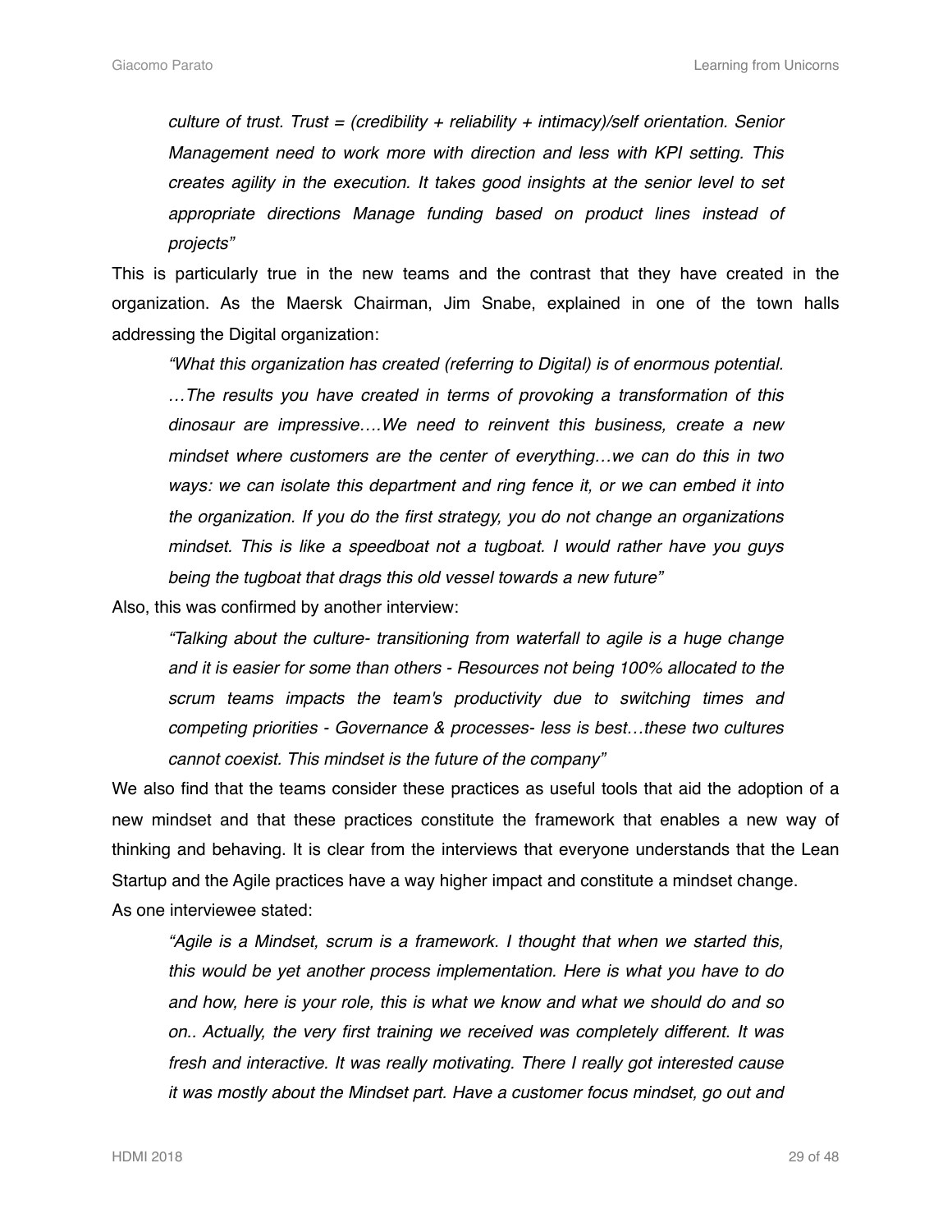*culture of trust. Trust = (credibility + reliability + intimacy)/self orientation. Senior Management need to work more with direction and less with KPI setting. This creates agility in the execution. It takes good insights at the senior level to set appropriate directions Manage funding based on product lines instead of projects"*

This is particularly true in the new teams and the contrast that they have created in the organization. As the Maersk Chairman, Jim Snabe, explained in one of the town halls addressing the Digital organization:

> *"What this organization has created (referring to Digital) is of enormous potential. …The results you have created in terms of provoking a transformation of this dinosaur are impressive….We need to reinvent this business, create a new mindset where customers are the center of everything…we can do this in two ways: we can isolate this department and ring fence it, or we can embed it into the organization. If you do the first strategy, you do not change an organizations mindset. This is like a speedboat not a tugboat. I would rather have you guys being the tugboat that drags this old vessel towards a new future"*

Also, this was confirmed by another interview:

> *"Talking about the culture- transitioning from waterfall to agile is a huge change and it is easier for some than others - Resources not being 100% allocated to the scrum teams impacts the team's productivity due to switching times and competing priorities - Governance & processes- less is best…these two cultures cannot coexist. This mindset is the future of the company"*

We also find that the teams consider these practices as useful tools that aid the adoption of a new mindset and that these practices constitute the framework that enables a new way of thinking and behaving. It is clear from the interviews that everyone understands that the Lean Startup and the Agile practices have a way higher impact and constitute a mindset change.

As one interviewee stated:

> *"Agile is a Mindset, scrum is a framework. I thought that when we started this, this would be yet another process implementation. Here is what you have to do and how, here is your role, this is what we know and what we should do and so on.. Actually, the very first training we received was completely different. It was fresh and interactive. It was really motivating. There I really got interested cause it was mostly about the Mindset part. Have a customer focus mindset, go out and*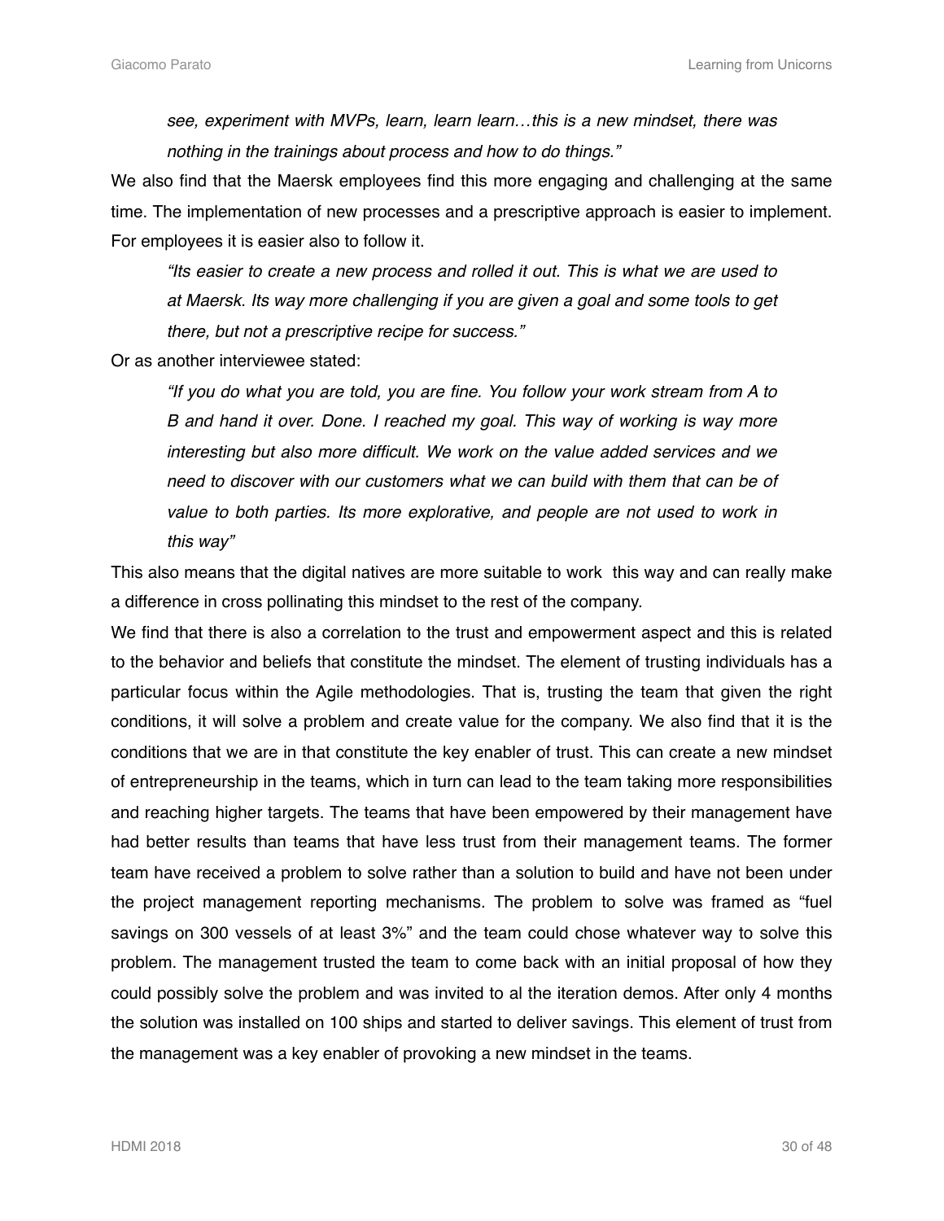*see, experiment with MVPs, learn, learn learn…this is a new mindset, there was nothing in the trainings about process and how to do things."*

We also find that the Maersk employees find this more engaging and challenging at the same time. The implementation of new processes and a prescriptive approach is easier to implement. For employees it is easier also to follow it.

> *"Its easier to create a new process and rolled it out. This is what we are used to at Maersk. Its way more challenging if you are given a goal and some tools to get there, but not a prescriptive recipe for success."*

Or as another interviewee stated:

> *"If you do what you are told, you are fine. You follow your work stream from A to B and hand it over. Done. I reached my goal. This way of working is way more interesting but also more difficult. We work on the value added services and we need to discover with our customers what we can build with them that can be of value to both parties. Its more explorative, and people are not used to work in this way"*

This also means that the digital natives are more suitable to work this way and can really make a difference in cross pollinating this mindset to the rest of the company.

We find that there is also a correlation to the trust and empowerment aspect and this is related to the behavior and beliefs that constitute the mindset. The element of trusting individuals has a particular focus within the Agile methodologies. That is, trusting the team that given the right conditions, it will solve a problem and create value for the company. We also find that it is the conditions that we are in that constitute the key enabler of trust. This can create a new mindset of entrepreneurship in the teams, which in turn can lead to the team taking more responsibilities and reaching higher targets. The teams that have been empowered by their management have had better results than teams that have less trust from their management teams. The former team have received a problem to solve rather than a solution to build and have not been under the project management reporting mechanisms. The problem to solve was framed as "fuel savings on 300 vessels of at least 3%" and the team could chose whatever way to solve this problem. The management trusted the team to come back with an initial proposal of how they could possibly solve the problem and was invited to al the iteration demos. After only 4 months the solution was installed on 100 ships and started to deliver savings. This element of trust from the management was a key enabler of provoking a new mindset in the teams.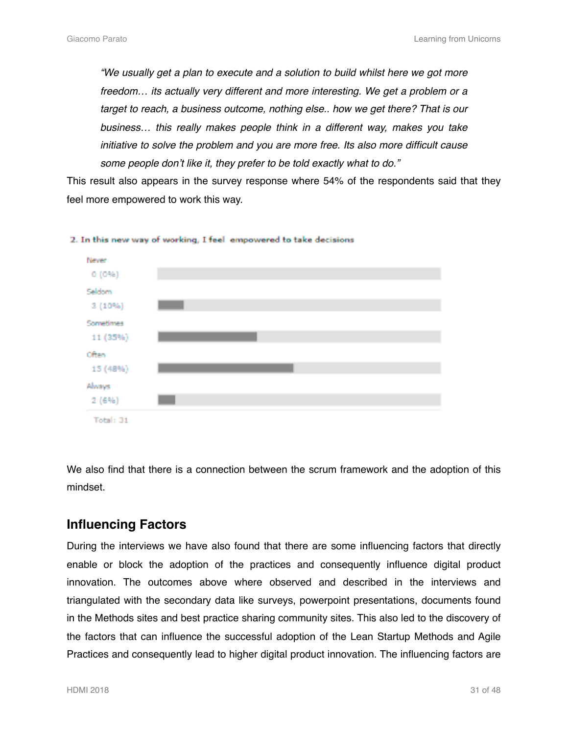> *"We usually get a plan to execute and a solution to build whilst here we got more freedom… its actually very different and more interesting. We get a problem or a target to reach, a business outcome, nothing else.. how we get there? That is our business… this really makes people think in a different way, makes you take initiative to solve the problem and you are more free. Its also more difficult cause some people don't like it, they prefer to be told exactly what to do."*

This result also appears in the survey response where 54% of the respondents said that they feel more empowered to work this way.

2. In this new way of working, I feel empowered to take decisions

Never
0 (0%)
Seldom
3 (10%)
Sometimes
11 (35%)
Often
15 (48%)
Always
2 (6%)
Total: 31

We also find that there is a connection between the scrum framework and the adoption of this mindset.

## Influencing Factors

During the interviews we have also found that there are some influencing factors that directly enable or block the adoption of the practices and consequently influence digital product innovation. The outcomes above where observed and described in the interviews and triangulated with the secondary data like surveys, powerpoint presentations, documents found in the Methods sites and best practice sharing community sites. This also led to the discovery of the factors that can influence the successful adoption of the Lean Startup Methods and Agile Practices and consequently lead to higher digital product innovation. The influencing factors are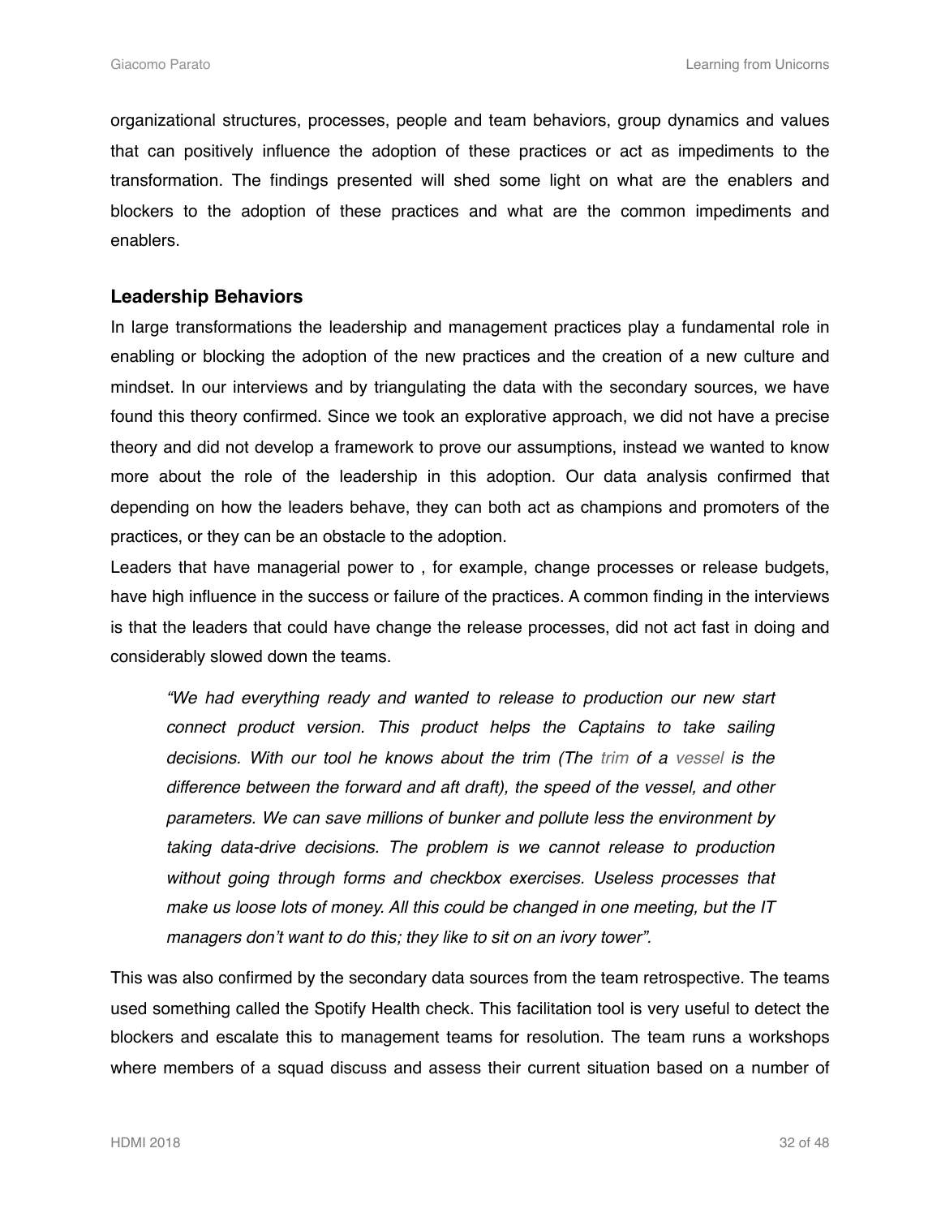organizational structures, processes, people and team behaviors, group dynamics and values that can positively influence the adoption of these practices or act as impediments to the transformation. The findings presented will shed some light on what are the enablers and blockers to the adoption of these practices and what are the common impediments and enablers.

### Leadership Behaviors

In large transformations the leadership and management practices play a fundamental role in enabling or blocking the adoption of the new practices and the creation of a new culture and mindset. In our interviews and by triangulating the data with the secondary sources, we have found this theory confirmed. Since we took an explorative approach, we did not have a precise theory and did not develop a framework to prove our assumptions, instead we wanted to know more about the role of the leadership in this adoption. Our data analysis confirmed that depending on how the leaders behave, they can both act as champions and promoters of the practices, or they can be an obstacle to the adoption.

Leaders that have managerial power to , for example, change processes or release budgets, have high influence in the success or failure of the practices. A common finding in the interviews is that the leaders that could have change the release processes, did not act fast in doing and considerably slowed down the teams.

> *"We had everything ready and wanted to release to production our new start connect product version. This product helps the Captains to take sailing decisions. With our tool he knows about the trim (The trim of a vessel is the difference between the forward and aft draft), the speed of the vessel, and other parameters. We can save millions of bunker and pollute less the environment by taking data-drive decisions. The problem is we cannot release to production without going through forms and checkbox exercises. Useless processes that make us loose lots of money. All this could be changed in one meeting, but the IT managers don't want to do this; they like to sit on an ivory tower".*

This was also confirmed by the secondary data sources from the team retrospective. The teams used something called the Spotify Health check. This facilitation tool is very useful to detect the blockers and escalate this to management teams for resolution. The team runs a workshops where members of a squad discuss and assess their current situation based on a number of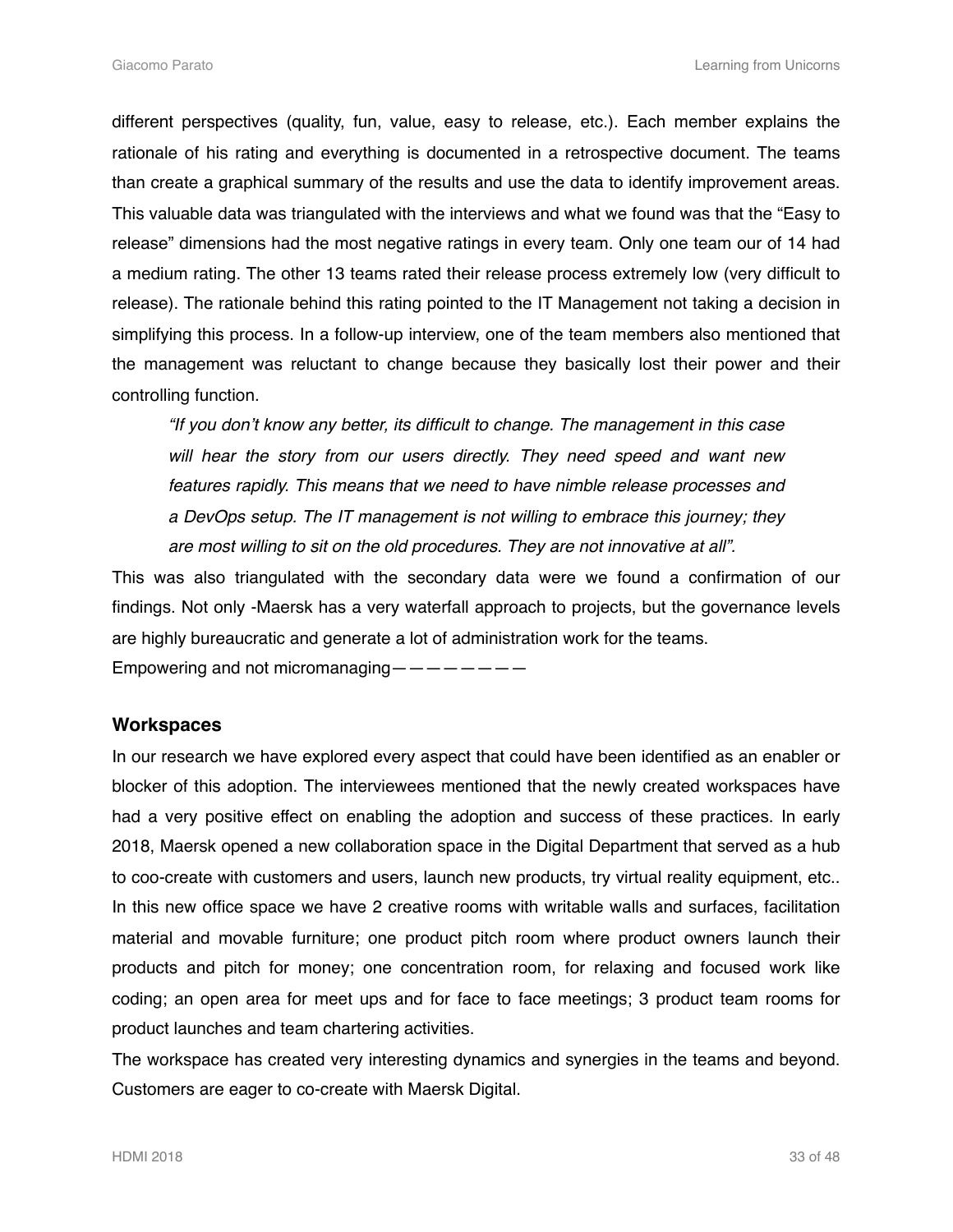different perspectives (quality, fun, value, easy to release, etc.). Each member explains the rationale of his rating and everything is documented in a retrospective document. The teams than create a graphical summary of the results and use the data to identify improvement areas. This valuable data was triangulated with the interviews and what we found was that the "Easy to release" dimensions had the most negative ratings in every team. Only one team our of 14 had a medium rating. The other 13 teams rated their release process extremely low (very difficult to release). The rationale behind this rating pointed to the IT Management not taking a decision in simplifying this process. In a follow-up interview, one of the team members also mentioned that the management was reluctant to change because they basically lost their power and their controlling function.

> *"If you don't know any better, its difficult to change. The management in this case will hear the story from our users directly. They need speed and want new features rapidly. This means that we need to have nimble release processes and a DevOps setup. The IT management is not willing to embrace this journey; they are most willing to sit on the old procedures. They are not innovative at all".*

This was also triangulated with the secondary data were we found a confirmation of our findings. Not only -Maersk has a very waterfall approach to projects, but the governance levels are highly bureaucratic and generate a lot of administration work for the teams.

Empowering and not micromanaging————————

### Workspaces

In our research we have explored every aspect that could have been identified as an enabler or blocker of this adoption. The interviewees mentioned that the newly created workspaces have had a very positive effect on enabling the adoption and success of these practices. In early 2018, Maersk opened a new collaboration space in the Digital Department that served as a hub to coo-create with customers and users, launch new products, try virtual reality equipment, etc.. In this new office space we have 2 creative rooms with writable walls and surfaces, facilitation material and movable furniture; one product pitch room where product owners launch their products and pitch for money; one concentration room, for relaxing and focused work like coding; an open area for meet ups and for face to face meetings; 3 product team rooms for product launches and team chartering activities.

The workspace has created very interesting dynamics and synergies in the teams and beyond. Customers are eager to co-create with Maersk Digital.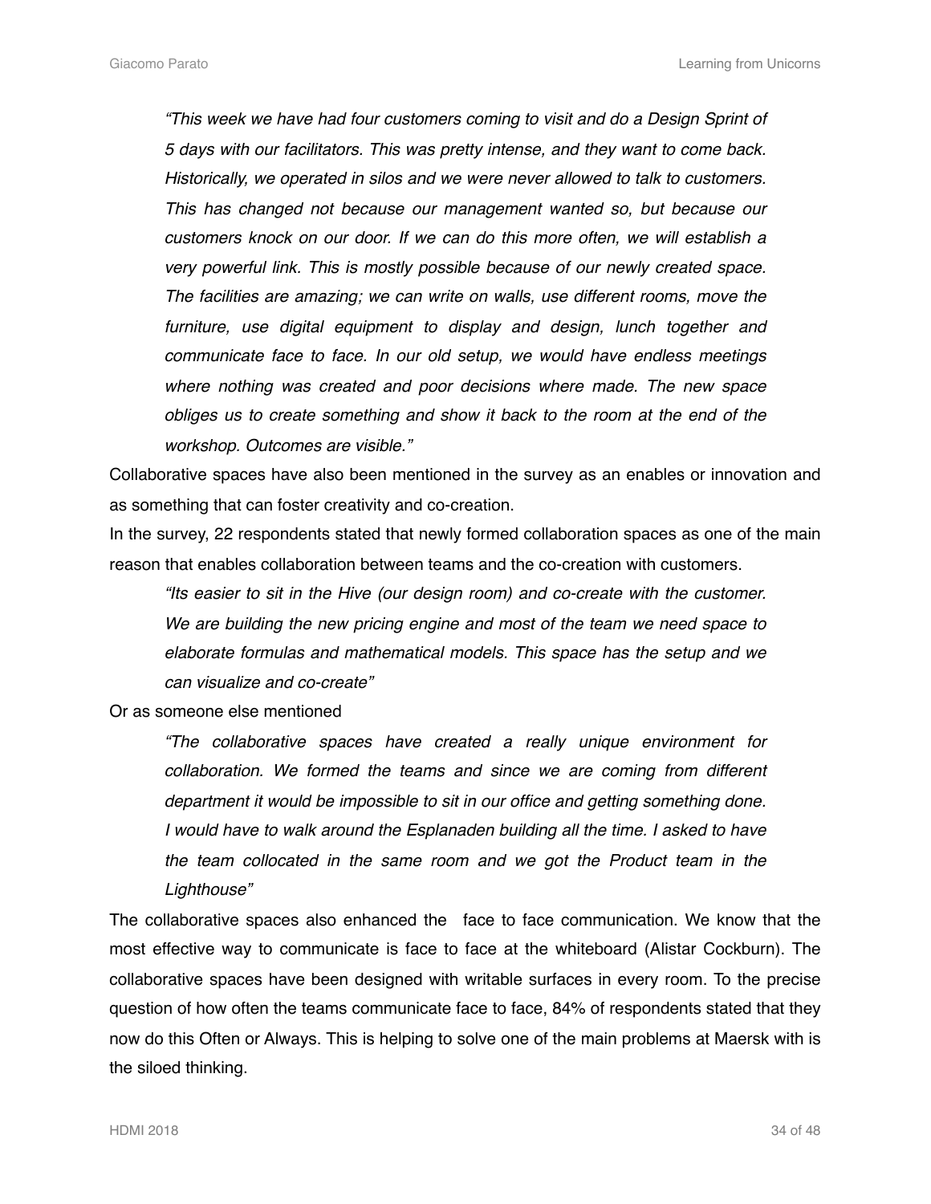> *"This week we have had four customers coming to visit and do a Design Sprint of 5 days with our facilitators. This was pretty intense, and they want to come back. Historically, we operated in silos and we were never allowed to talk to customers. This has changed not because our management wanted so, but because our customers knock on our door. If we can do this more often, we will establish a very powerful link. This is mostly possible because of our newly created space. The facilities are amazing; we can write on walls, use different rooms, move the furniture, use digital equipment to display and design, lunch together and communicate face to face. In our old setup, we would have endless meetings where nothing was created and poor decisions where made. The new space obliges us to create something and show it back to the room at the end of the workshop. Outcomes are visible."*

Collaborative spaces have also been mentioned in the survey as an enables or innovation and as something that can foster creativity and co-creation.

In the survey, 22 respondents stated that newly formed collaboration spaces as one of the main reason that enables collaboration between teams and the co-creation with customers.

> *"Its easier to sit in the Hive (our design room) and co-create with the customer. We are building the new pricing engine and most of the team we need space to elaborate formulas and mathematical models. This space has the setup and we can visualize and co-create"*

Or as someone else mentioned

> *"The collaborative spaces have created a really unique environment for collaboration. We formed the teams and since we are coming from different department it would be impossible to sit in our office and getting something done. I would have to walk around the Esplanaden building all the time. I asked to have the team collocated in the same room and we got the Product team in the Lighthouse"*

The collaborative spaces also enhanced the face to face communication. We know that the most effective way to communicate is face to face at the whiteboard (Alistar Cockburn). The collaborative spaces have been designed with writable surfaces in every room. To the precise question of how often the teams communicate face to face, 84% of respondents stated that they now do this Often or Always. This is helping to solve one of the main problems at Maersk with is the siloed thinking.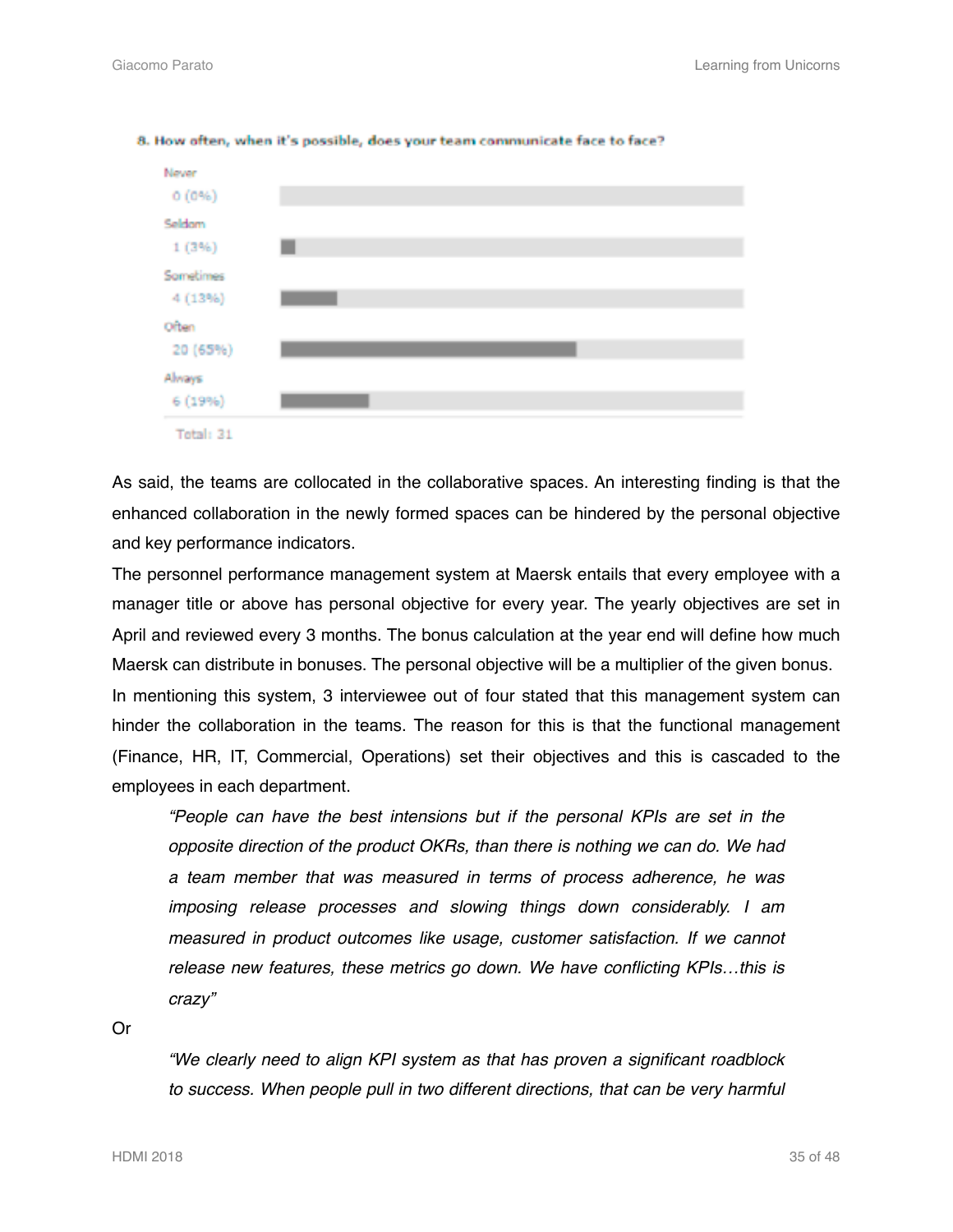8. How often, when it's possible, does your team communicate face to face?

Never
0 (0%)
Seldom
1 (3%)
Sometimes
4 (13%)
Often
20 (65%)
Always
6 (19%)
Total: 31

As said, the teams are collocated in the collaborative spaces. An interesting finding is that the enhanced collaboration in the newly formed spaces can be hindered by the personal objective and key performance indicators.

The personnel performance management system at Maersk entails that every employee with a manager title or above has personal objective for every year. The yearly objectives are set in April and reviewed every 3 months. The bonus calculation at the year end will define how much Maersk can distribute in bonuses. The personal objective will be a multiplier of the given bonus.

In mentioning this system, 3 interviewee out of four stated that this management system can hinder the collaboration in the teams. The reason for this is that the functional management (Finance, HR, IT, Commercial, Operations) set their objectives and this is cascaded to the employees in each department.

> *"People can have the best intensions but if the personal KPIs are set in the opposite direction of the product OKRs, than there is nothing we can do. We had a team member that was measured in terms of process adherence, he was imposing release processes and slowing things down considerably. I am measured in product outcomes like usage, customer satisfaction. If we cannot release new features, these metrics go down. We have conflicting KPIs…this is crazy"*

Or

> *"We clearly need to align KPI system as that has proven a significant roadblock to success. When people pull in two different directions, that can be very harmful*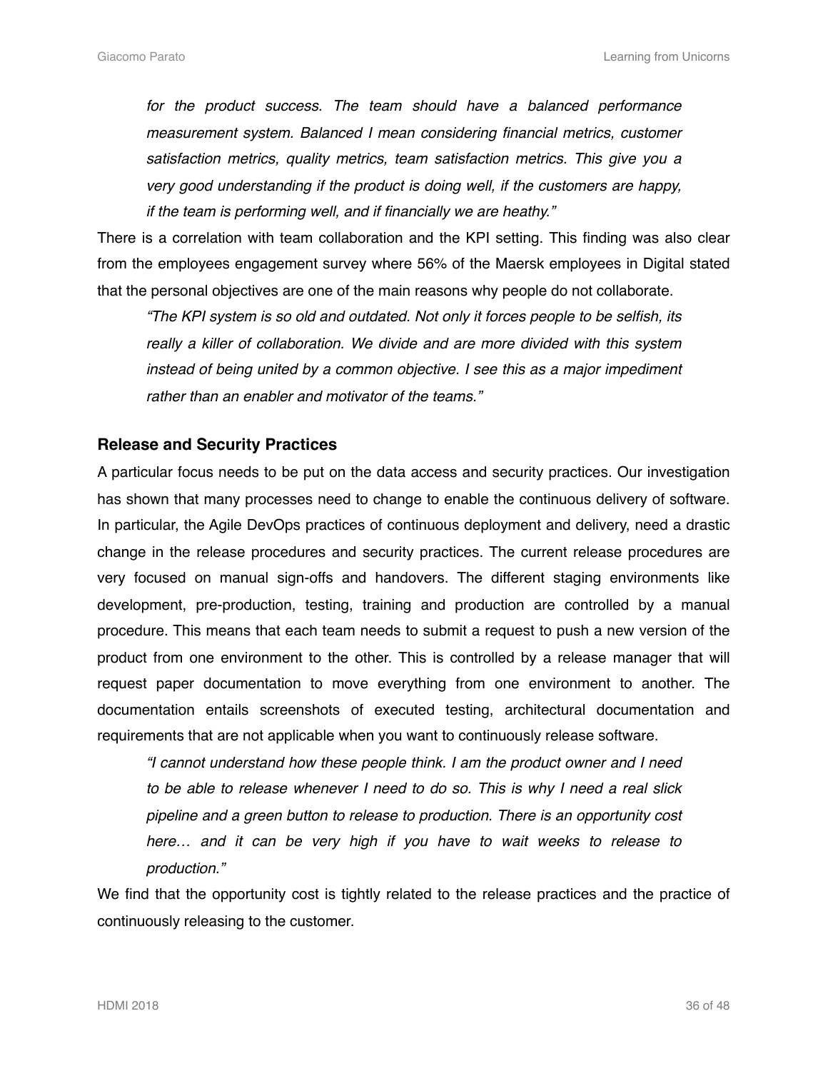> *for the product success. The team should have a balanced performance measurement system. Balanced I mean considering financial metrics, customer satisfaction metrics, quality metrics, team satisfaction metrics. This give you a very good understanding if the product is doing well, if the customers are happy, if the team is performing well, and if financially we are heathy."*

There is a correlation with team collaboration and the KPI setting. This finding was also clear from the employees engagement survey where 56% of the Maersk employees in Digital stated that the personal objectives are one of the main reasons why people do not collaborate.

> *"The KPI system is so old and outdated. Not only it forces people to be selfish, its really a killer of collaboration. We divide and are more divided with this system instead of being united by a common objective. I see this as a major impediment rather than an enabler and motivator of the teams."*

### Release and Security Practices

A particular focus needs to be put on the data access and security practices. Our investigation has shown that many processes need to change to enable the continuous delivery of software. In particular, the Agile DevOps practices of continuous deployment and delivery, need a drastic change in the release procedures and security practices. The current release procedures are very focused on manual sign-offs and handovers. The different staging environments like development, pre-production, testing, training and production are controlled by a manual procedure. This means that each team needs to submit a request to push a new version of the product from one environment to the other. This is controlled by a release manager that will request paper documentation to move everything from one environment to another. The documentation entails screenshots of executed testing, architectural documentation and requirements that are not applicable when you want to continuously release software.

> *"I cannot understand how these people think. I am the product owner and I need to be able to release whenever I need to do so. This is why I need a real slick pipeline and a green button to release to production. There is an opportunity cost here… and it can be very high if you have to wait weeks to release to production."*

We find that the opportunity cost is tightly related to the release practices and the practice of continuously releasing to the customer.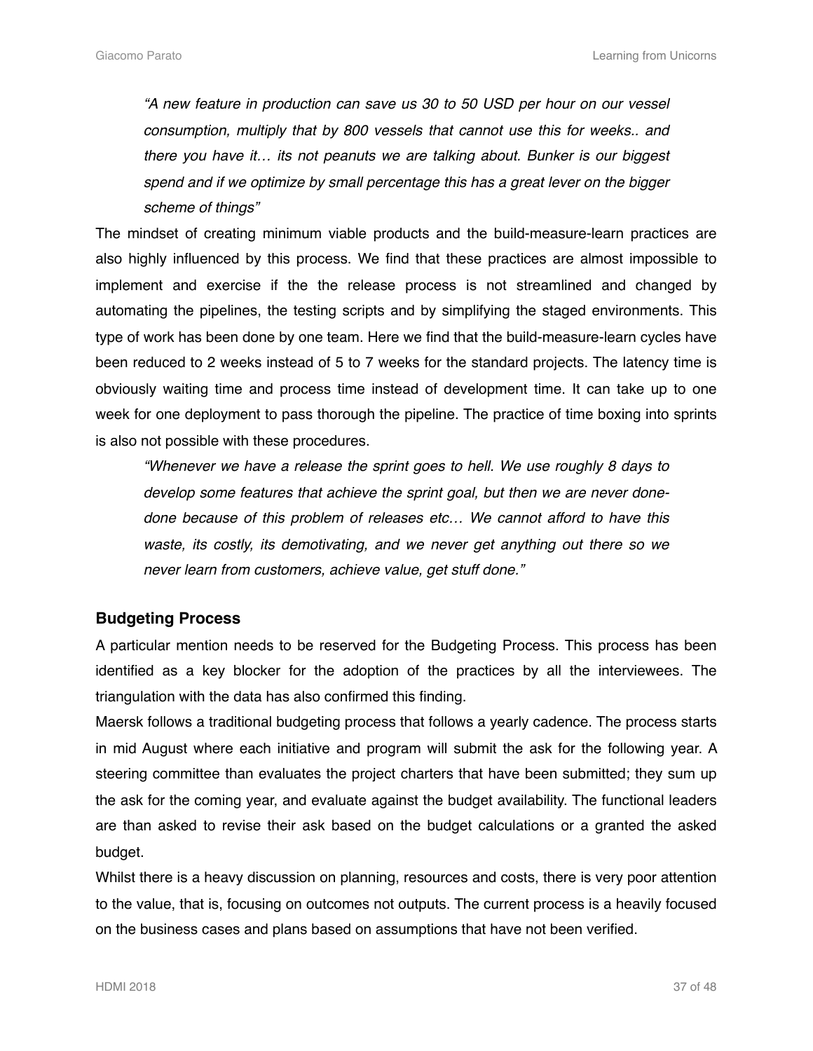*"A new feature in production can save us 30 to 50 USD per hour on our vessel consumption, multiply that by 800 vessels that cannot use this for weeks.. and there you have it… its not peanuts we are talking about. Bunker is our biggest spend and if we optimize by small percentage this has a great lever on the bigger scheme of things"*

The mindset of creating minimum viable products and the build-measure-learn practices are also highly influenced by this process. We find that these practices are almost impossible to implement and exercise if the the release process is not streamlined and changed by automating the pipelines, the testing scripts and by simplifying the staged environments. This type of work has been done by one team. Here we find that the build-measure-learn cycles have been reduced to 2 weeks instead of 5 to 7 weeks for the standard projects. The latency time is obviously waiting time and process time instead of development time. It can take up to one week for one deployment to pass thorough the pipeline. The practice of time boxing into sprints is also not possible with these procedures.

*"Whenever we have a release the sprint goes to hell. We use roughly 8 days to develop some features that achieve the sprint goal, but then we are never done-done because of this problem of releases etc… We cannot afford to have this waste, its costly, its demotivating, and we never get anything out there so we never learn from customers, achieve value, get stuff done."*

### Budgeting Process

A particular mention needs to be reserved for the Budgeting Process. This process has been identified as a key blocker for the adoption of the practices by all the interviewees. The triangulation with the data has also confirmed this finding.

Maersk follows a traditional budgeting process that follows a yearly cadence. The process starts in mid August where each initiative and program will submit the ask for the following year. A steering committee than evaluates the project charters that have been submitted; they sum up the ask for the coming year, and evaluate against the budget availability. The functional leaders are than asked to revise their ask based on the budget calculations or a granted the asked budget.

Whilst there is a heavy discussion on planning, resources and costs, there is very poor attention to the value, that is, focusing on outcomes not outputs. The current process is a heavily focused on the business cases and plans based on assumptions that have not been verified.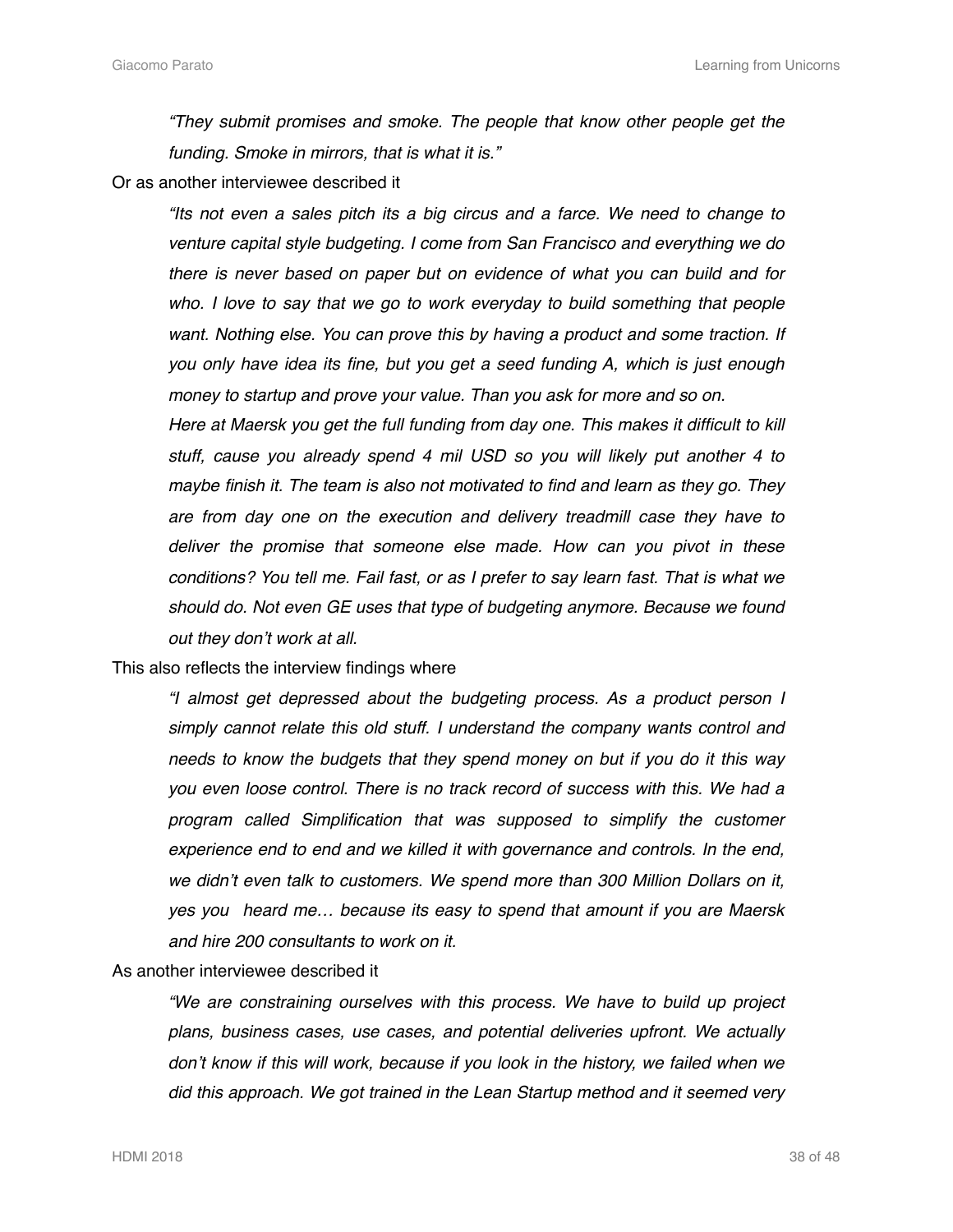*"They submit promises and smoke. The people that know other people get the funding. Smoke in mirrors, that is what it is."*

Or as another interviewee described it

> *"Its not even a sales pitch its a big circus and a farce. We need to change to venture capital style budgeting. I come from San Francisco and everything we do there is never based on paper but on evidence of what you can build and for who. I love to say that we go to work everyday to build something that people want. Nothing else. You can prove this by having a product and some traction. If you only have idea its fine, but you get a seed funding A, which is just enough money to startup and prove your value. Than you ask for more and so on.*
>
> *Here at Maersk you get the full funding from day one. This makes it difficult to kill stuff, cause you already spend 4 mil USD so you will likely put another 4 to maybe finish it. The team is also not motivated to find and learn as they go. They are from day one on the execution and delivery treadmill case they have to deliver the promise that someone else made. How can you pivot in these conditions? You tell me. Fail fast, or as I prefer to say learn fast. That is what we should do. Not even GE uses that type of budgeting anymore. Because we found out they don't work at all.*

This also reflects the interview findings where

> *"I almost get depressed about the budgeting process. As a product person I simply cannot relate this old stuff. I understand the company wants control and needs to know the budgets that they spend money on but if you do it this way you even loose control. There is no track record of success with this. We had a program called Simplification that was supposed to simplify the customer experience end to end and we killed it with governance and controls. In the end, we didn't even talk to customers. We spend more than 300 Million Dollars on it, yes you heard me… because its easy to spend that amount if you are Maersk and hire 200 consultants to work on it.*

As another interviewee described it

> *"We are constraining ourselves with this process. We have to build up project plans, business cases, use cases, and potential deliveries upfront. We actually don't know if this will work, because if you look in the history, we failed when we did this approach. We got trained in the Lean Startup method and it seemed very*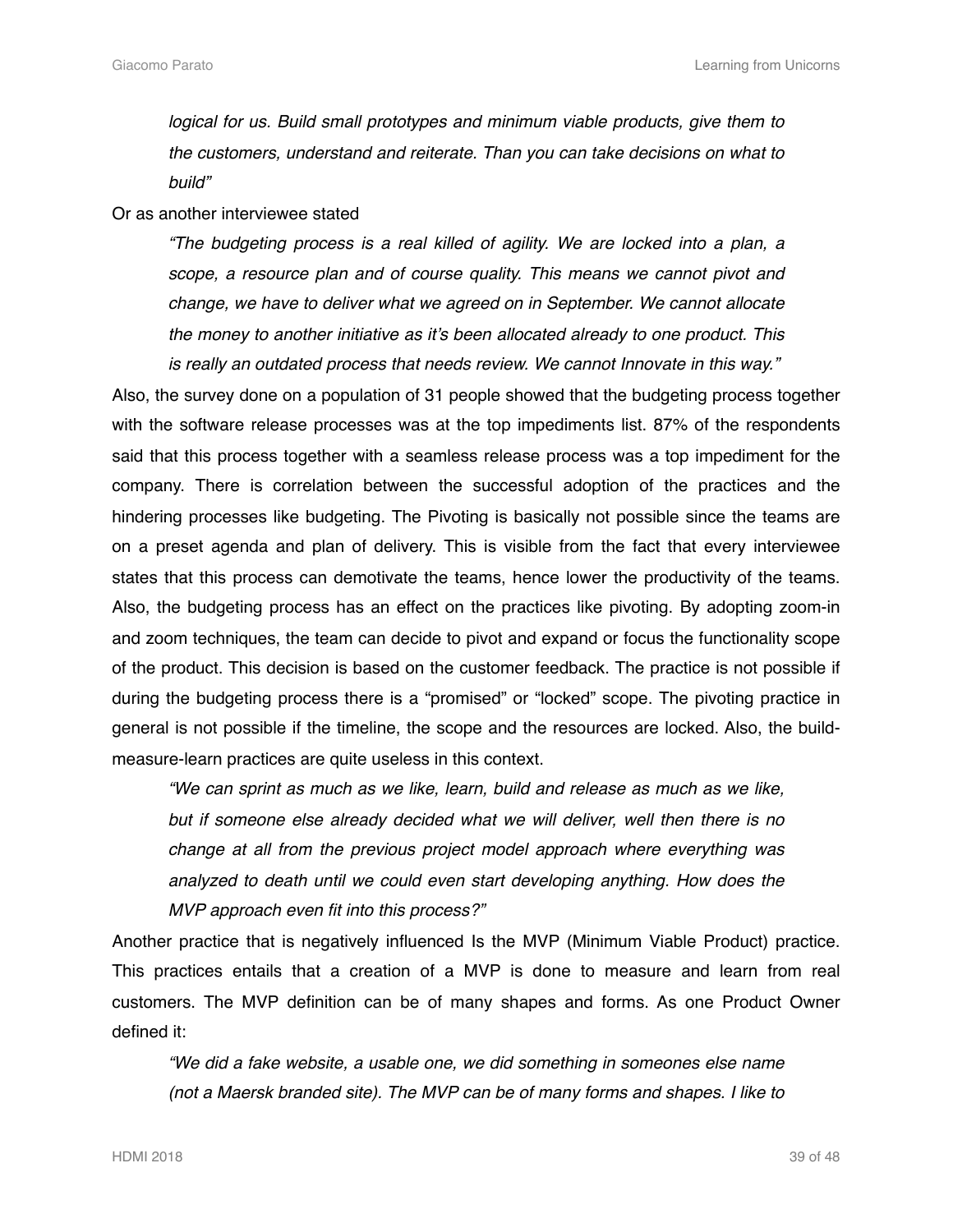*logical for us. Build small prototypes and minimum viable products, give them to the customers, understand and reiterate. Than you can take decisions on what to build"*

Or as another interviewee stated

> *"The budgeting process is a real killed of agility. We are locked into a plan, a scope, a resource plan and of course quality. This means we cannot pivot and change, we have to deliver what we agreed on in September. We cannot allocate the money to another initiative as it's been allocated already to one product. This is really an outdated process that needs review. We cannot Innovate in this way."*

Also, the survey done on a population of 31 people showed that the budgeting process together with the software release processes was at the top impediments list. 87% of the respondents said that this process together with a seamless release process was a top impediment for the company. There is correlation between the successful adoption of the practices and the hindering processes like budgeting. The Pivoting is basically not possible since the teams are on a preset agenda and plan of delivery. This is visible from the fact that every interviewee states that this process can demotivate the teams, hence lower the productivity of the teams. Also, the budgeting process has an effect on the practices like pivoting. By adopting zoom-in and zoom techniques, the team can decide to pivot and expand or focus the functionality scope of the product. This decision is based on the customer feedback. The practice is not possible if during the budgeting process there is a "promised" or "locked" scope. The pivoting practice in general is not possible if the timeline, the scope and the resources are locked. Also, the build-measure-learn practices are quite useless in this context.

> *"We can sprint as much as we like, learn, build and release as much as we like, but if someone else already decided what we will deliver, well then there is no change at all from the previous project model approach where everything was analyzed to death until we could even start developing anything. How does the MVP approach even fit into this process?"*

Another practice that is negatively influenced Is the MVP (Minimum Viable Product) practice. This practices entails that a creation of a MVP is done to measure and learn from real customers. The MVP definition can be of many shapes and forms. As one Product Owner defined it:

> *"We did a fake website, a usable one, we did something in someones else name (not a Maersk branded site). The MVP can be of many forms and shapes. I like to*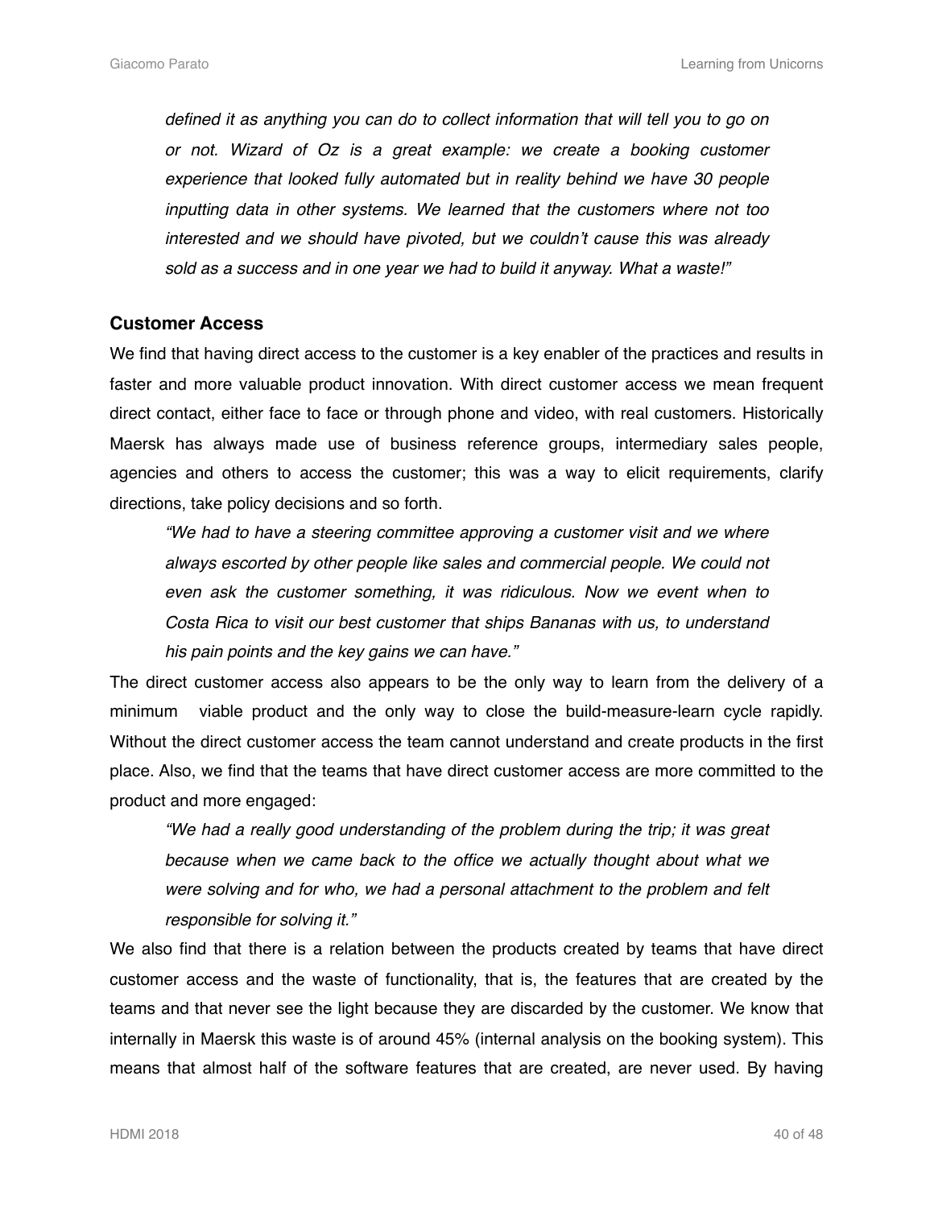*defined it as anything you can do to collect information that will tell you to go on or not. Wizard of Oz is a great example: we create a booking customer experience that looked fully automated but in reality behind we have 30 people inputting data in other systems. We learned that the customers where not too interested and we should have pivoted, but we couldn't cause this was already sold as a success and in one year we had to build it anyway. What a waste!"*

### Customer Access

We find that having direct access to the customer is a key enabler of the practices and results in faster and more valuable product innovation. With direct customer access we mean frequent direct contact, either face to face or through phone and video, with real customers. Historically Maersk has always made use of business reference groups, intermediary sales people, agencies and others to access the customer; this was a way to elicit requirements, clarify directions, take policy decisions and so forth.

> *"We had to have a steering committee approving a customer visit and we where always escorted by other people like sales and commercial people. We could not even ask the customer something, it was ridiculous. Now we event when to Costa Rica to visit our best customer that ships Bananas with us, to understand his pain points and the key gains we can have."*

The direct customer access also appears to be the only way to learn from the delivery of a minimum viable product and the only way to close the build-measure-learn cycle rapidly. Without the direct customer access the team cannot understand and create products in the first place. Also, we find that the teams that have direct customer access are more committed to the product and more engaged:

> *"We had a really good understanding of the problem during the trip; it was great because when we came back to the office we actually thought about what we were solving and for who, we had a personal attachment to the problem and felt responsible for solving it."*

We also find that there is a relation between the products created by teams that have direct customer access and the waste of functionality, that is, the features that are created by the teams and that never see the light because they are discarded by the customer. We know that internally in Maersk this waste is of around 45% (internal analysis on the booking system). This means that almost half of the software features that are created, are never used. By having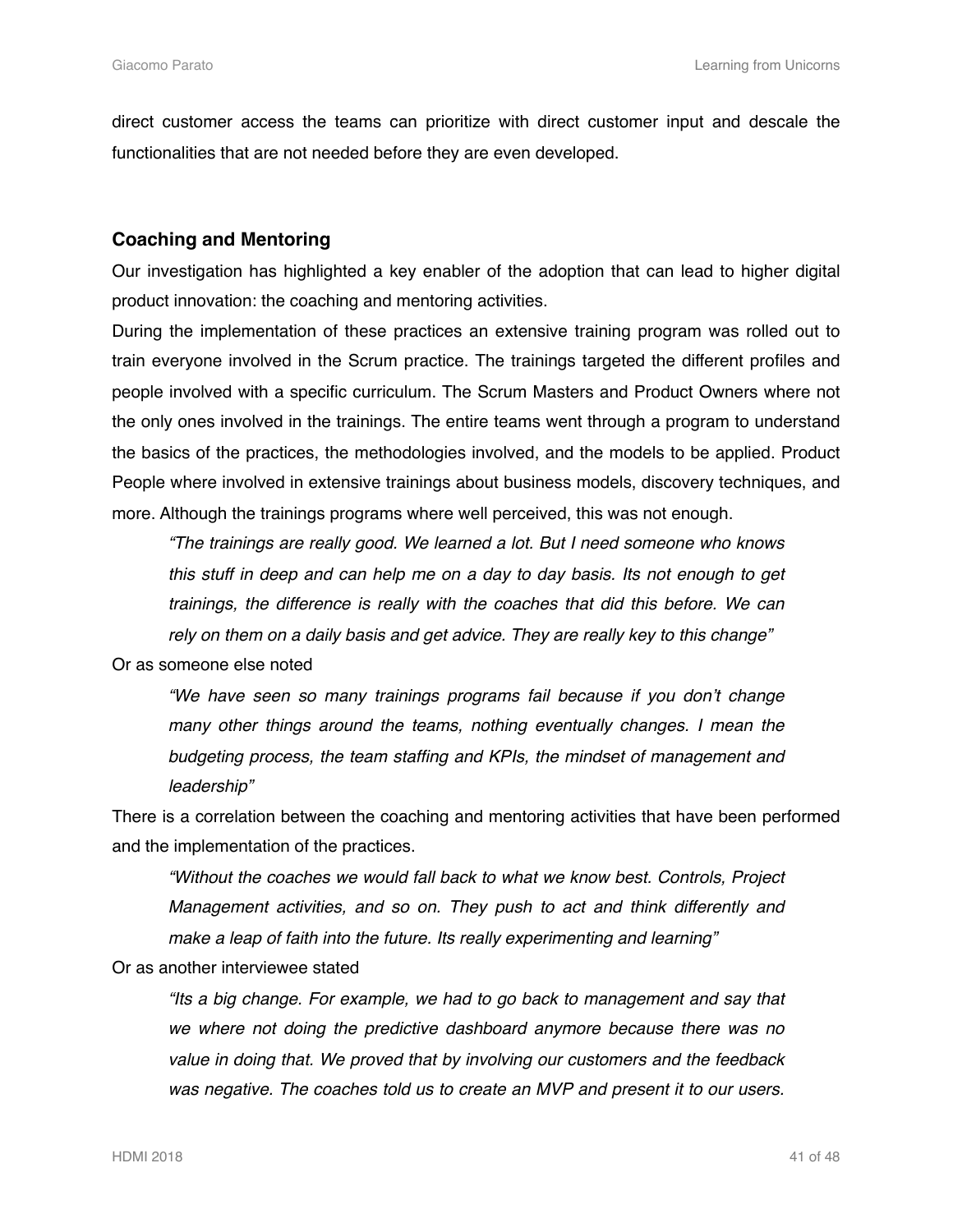direct customer access the teams can prioritize with direct customer input and descale the functionalities that are not needed before they are even developed.

### Coaching and Mentoring

Our investigation has highlighted a key enabler of the adoption that can lead to higher digital product innovation: the coaching and mentoring activities.

During the implementation of these practices an extensive training program was rolled out to train everyone involved in the Scrum practice. The trainings targeted the different profiles and people involved with a specific curriculum. The Scrum Masters and Product Owners where not the only ones involved in the trainings. The entire teams went through a program to understand the basics of the practices, the methodologies involved, and the models to be applied. Product People where involved in extensive trainings about business models, discovery techniques, and more. Although the trainings programs where well perceived, this was not enough.

> *"The trainings are really good. We learned a lot. But I need someone who knows this stuff in deep and can help me on a day to day basis. Its not enough to get trainings, the difference is really with the coaches that did this before. We can rely on them on a daily basis and get advice. They are really key to this change"*

Or as someone else noted

> *"We have seen so many trainings programs fail because if you don't change many other things around the teams, nothing eventually changes. I mean the budgeting process, the team staffing and KPIs, the mindset of management and leadership"*

There is a correlation between the coaching and mentoring activities that have been performed and the implementation of the practices.

> *"Without the coaches we would fall back to what we know best. Controls, Project Management activities, and so on. They push to act and think differently and make a leap of faith into the future. Its really experimenting and learning"*

Or as another interviewee stated

> *"Its a big change. For example, we had to go back to management and say that we where not doing the predictive dashboard anymore because there was no value in doing that. We proved that by involving our customers and the feedback was negative. The coaches told us to create an MVP and present it to our users.*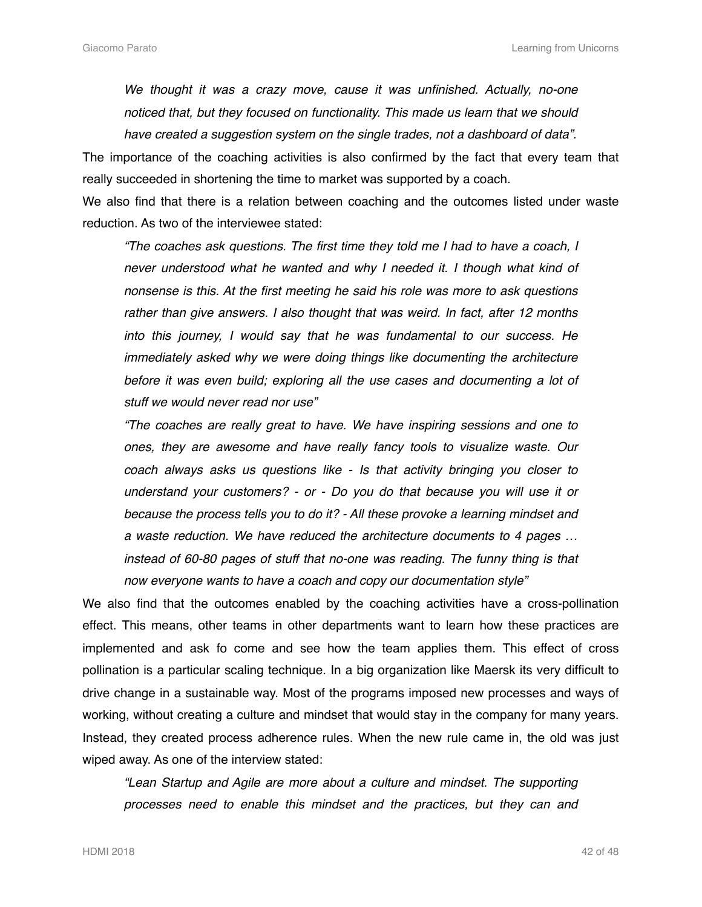*We thought it was a crazy move, cause it was unfinished. Actually, no-one noticed that, but they focused on functionality. This made us learn that we should have created a suggestion system on the single trades, not a dashboard of data".*

The importance of the coaching activities is also confirmed by the fact that every team that really succeeded in shortening the time to market was supported by a coach.

We also find that there is a relation between coaching and the outcomes listed under waste reduction. As two of the interviewee stated:

> *"The coaches ask questions. The first time they told me I had to have a coach, I never understood what he wanted and why I needed it. I though what kind of nonsense is this. At the first meeting he said his role was more to ask questions rather than give answers. I also thought that was weird. In fact, after 12 months into this journey, I would say that he was fundamental to our success. He immediately asked why we were doing things like documenting the architecture before it was even build; exploring all the use cases and documenting a lot of stuff we would never read nor use"*
>
> *"The coaches are really great to have. We have inspiring sessions and one to ones, they are awesome and have really fancy tools to visualize waste. Our coach always asks us questions like - Is that activity bringing you closer to understand your customers? - or - Do you do that because you will use it or because the process tells you to do it? - All these provoke a learning mindset and a waste reduction. We have reduced the architecture documents to 4 pages … instead of 60-80 pages of stuff that no-one was reading. The funny thing is that now everyone wants to have a coach and copy our documentation style"*

We also find that the outcomes enabled by the coaching activities have a cross-pollination effect. This means, other teams in other departments want to learn how these practices are implemented and ask fo come and see how the team applies them. This effect of cross pollination is a particular scaling technique. In a big organization like Maersk its very difficult to drive change in a sustainable way. Most of the programs imposed new processes and ways of working, without creating a culture and mindset that would stay in the company for many years. Instead, they created process adherence rules. When the new rule came in, the old was just wiped away. As one of the interview stated:

> *"Lean Startup and Agile are more about a culture and mindset. The supporting processes need to enable this mindset and the practices, but they can and*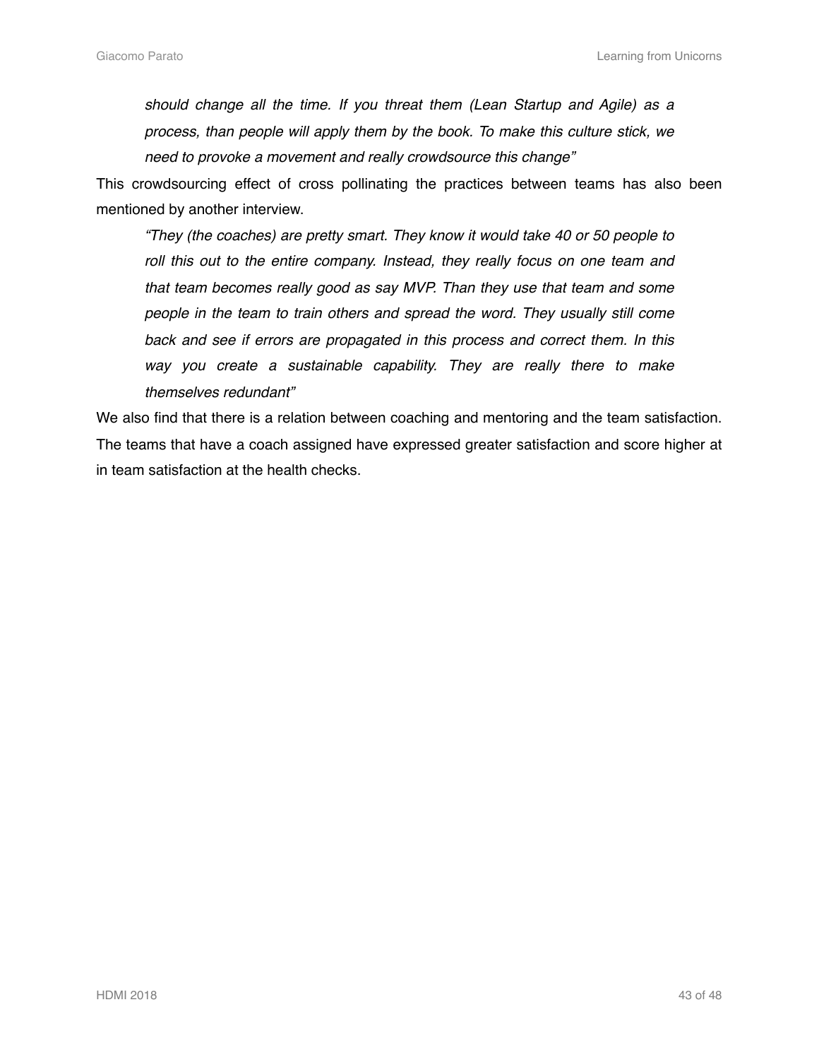> *should change all the time. If you threat them (Lean Startup and Agile) as a process, than people will apply them by the book. To make this culture stick, we need to provoke a movement and really crowdsource this change"*

This crowdsourcing effect of cross pollinating the practices between teams has also been mentioned by another interview.

> *"They (the coaches) are pretty smart. They know it would take 40 or 50 people to roll this out to the entire company. Instead, they really focus on one team and that team becomes really good as say MVP. Than they use that team and some people in the team to train others and spread the word. They usually still come back and see if errors are propagated in this process and correct them. In this way you create a sustainable capability. They are really there to make themselves redundant"*

We also find that there is a relation between coaching and mentoring and the team satisfaction. The teams that have a coach assigned have expressed greater satisfaction and score higher at in team satisfaction at the health checks.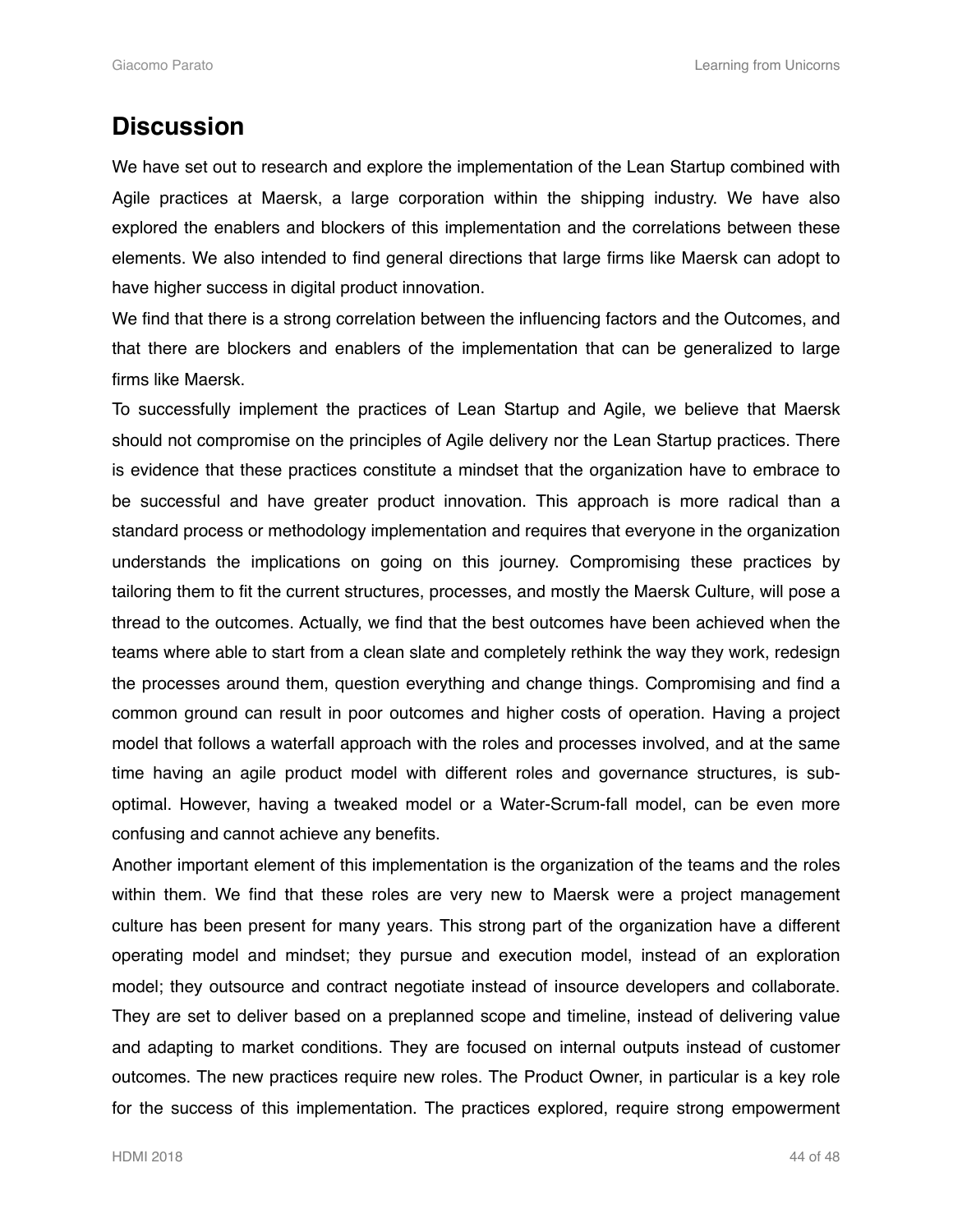## Discussion

We have set out to research and explore the implementation of the Lean Startup combined with Agile practices at Maersk, a large corporation within the shipping industry. We have also explored the enablers and blockers of this implementation and the correlations between these elements. We also intended to find general directions that large firms like Maersk can adopt to have higher success in digital product innovation.

We find that there is a strong correlation between the influencing factors and the Outcomes, and that there are blockers and enablers of the implementation that can be generalized to large firms like Maersk.

To successfully implement the practices of Lean Startup and Agile, we believe that Maersk should not compromise on the principles of Agile delivery nor the Lean Startup practices. There is evidence that these practices constitute a mindset that the organization have to embrace to be successful and have greater product innovation. This approach is more radical than a standard process or methodology implementation and requires that everyone in the organization understands the implications on going on this journey. Compromising these practices by tailoring them to fit the current structures, processes, and mostly the Maersk Culture, will pose a thread to the outcomes. Actually, we find that the best outcomes have been achieved when the teams where able to start from a clean slate and completely rethink the way they work, redesign the processes around them, question everything and change things. Compromising and find a common ground can result in poor outcomes and higher costs of operation. Having a project model that follows a waterfall approach with the roles and processes involved, and at the same time having an agile product model with different roles and governance structures, is sub-optimal. However, having a tweaked model or a Water-Scrum-fall model, can be even more confusing and cannot achieve any benefits.

Another important element of this implementation is the organization of the teams and the roles within them. We find that these roles are very new to Maersk were a project management culture has been present for many years. This strong part of the organization have a different operating model and mindset; they pursue and execution model, instead of an exploration model; they outsource and contract negotiate instead of insource developers and collaborate. They are set to deliver based on a preplanned scope and timeline, instead of delivering value and adapting to market conditions. They are focused on internal outputs instead of customer outcomes. The new practices require new roles. The Product Owner, in particular is a key role for the success of this implementation. The practices explored, require strong empowerment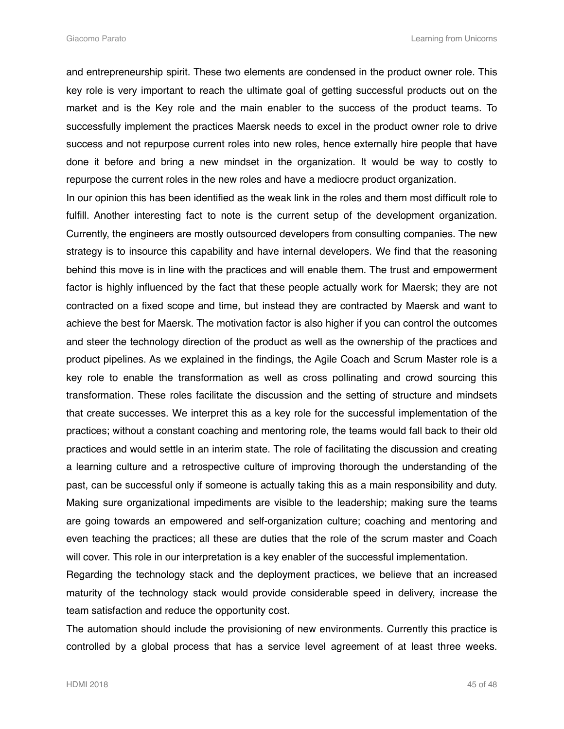and entrepreneurship spirit. These two elements are condensed in the product owner role. This key role is very important to reach the ultimate goal of getting successful products out on the market and is the Key role and the main enabler to the success of the product teams. To successfully implement the practices Maersk needs to excel in the product owner role to drive success and not repurpose current roles into new roles, hence externally hire people that have done it before and bring a new mindset in the organization. It would be way to costly to repurpose the current roles in the new roles and have a mediocre product organization.

In our opinion this has been identified as the weak link in the roles and them most difficult role to fulfill. Another interesting fact to note is the current setup of the development organization. Currently, the engineers are mostly outsourced developers from consulting companies. The new strategy is to insource this capability and have internal developers. We find that the reasoning behind this move is in line with the practices and will enable them. The trust and empowerment factor is highly influenced by the fact that these people actually work for Maersk; they are not contracted on a fixed scope and time, but instead they are contracted by Maersk and want to achieve the best for Maersk. The motivation factor is also higher if you can control the outcomes and steer the technology direction of the product as well as the ownership of the practices and product pipelines. As we explained in the findings, the Agile Coach and Scrum Master role is a key role to enable the transformation as well as cross pollinating and crowd sourcing this transformation. These roles facilitate the discussion and the setting of structure and mindsets that create successes. We interpret this as a key role for the successful implementation of the practices; without a constant coaching and mentoring role, the teams would fall back to their old practices and would settle in an interim state. The role of facilitating the discussion and creating a learning culture and a retrospective culture of improving thorough the understanding of the past, can be successful only if someone is actually taking this as a main responsibility and duty. Making sure organizational impediments are visible to the leadership; making sure the teams are going towards an empowered and self-organization culture; coaching and mentoring and even teaching the practices; all these are duties that the role of the scrum master and Coach will cover. This role in our interpretation is a key enabler of the successful implementation.

Regarding the technology stack and the deployment practices, we believe that an increased maturity of the technology stack would provide considerable speed in delivery, increase the team satisfaction and reduce the opportunity cost.

The automation should include the provisioning of new environments. Currently this practice is controlled by a global process that has a service level agreement of at least three weeks.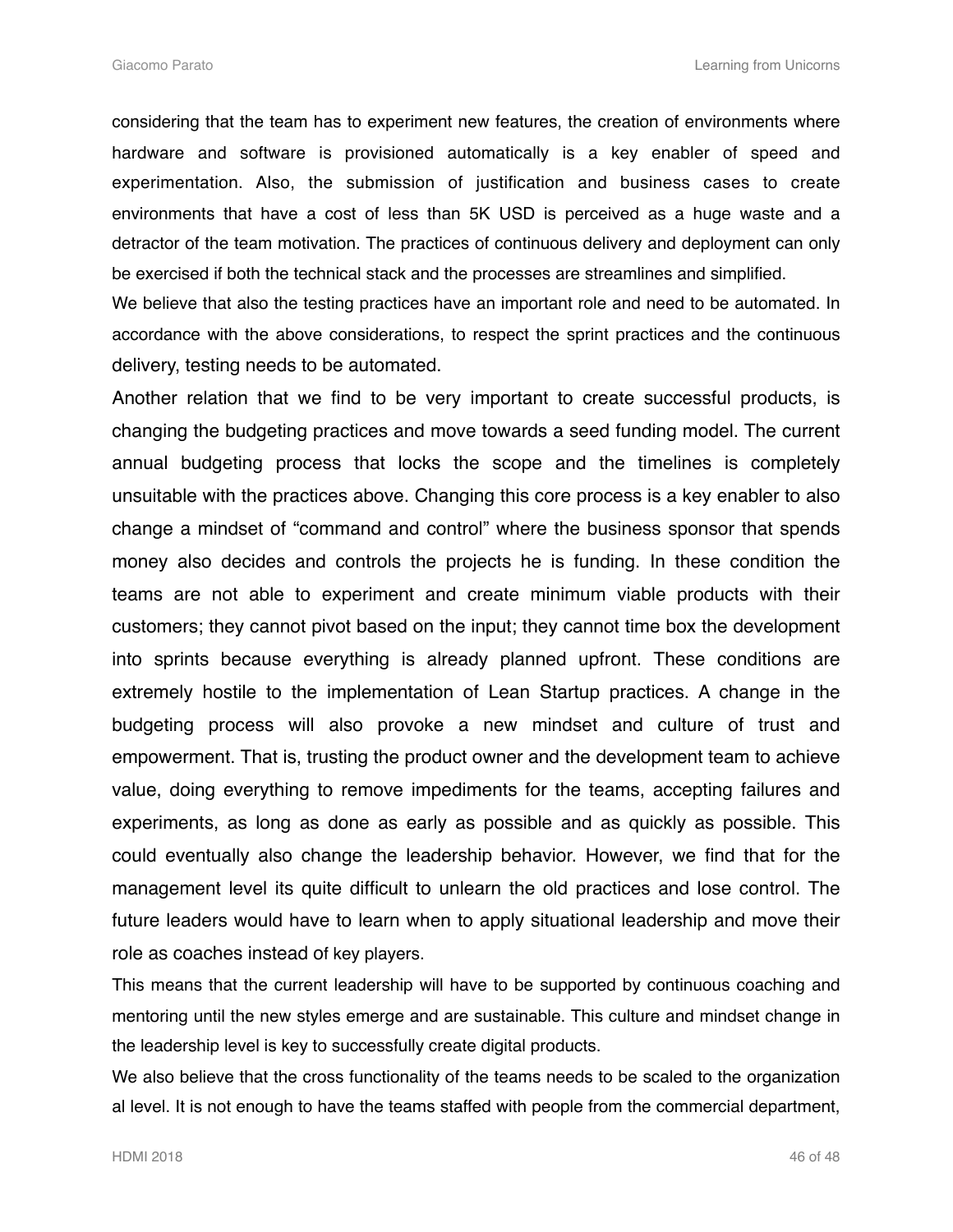considering that the team has to experiment new features, the creation of environments where hardware and software is provisioned automatically is a key enabler of speed and experimentation. Also, the submission of justification and business cases to create environments that have a cost of less than 5K USD is perceived as a huge waste and a detractor of the team motivation. The practices of continuous delivery and deployment can only be exercised if both the technical stack and the processes are streamlines and simplified.

We believe that also the testing practices have an important role and need to be automated. In accordance with the above considerations, to respect the sprint practices and the continuous delivery, testing needs to be automated.

Another relation that we find to be very important to create successful products, is changing the budgeting practices and move towards a seed funding model. The current annual budgeting process that locks the scope and the timelines is completely unsuitable with the practices above. Changing this core process is a key enabler to also change a mindset of "command and control" where the business sponsor that spends money also decides and controls the projects he is funding. In these condition the teams are not able to experiment and create minimum viable products with their customers; they cannot pivot based on the input; they cannot time box the development into sprints because everything is already planned upfront. These conditions are extremely hostile to the implementation of Lean Startup practices. A change in the budgeting process will also provoke a new mindset and culture of trust and empowerment. That is, trusting the product owner and the development team to achieve value, doing everything to remove impediments for the teams, accepting failures and experiments, as long as done as early as possible and as quickly as possible. This could eventually also change the leadership behavior. However, we find that for the management level its quite difficult to unlearn the old practices and lose control. The future leaders would have to learn when to apply situational leadership and move their role as coaches instead of key players.

This means that the current leadership will have to be supported by continuous coaching and mentoring until the new styles emerge and are sustainable. This culture and mindset change in the leadership level is key to successfully create digital products.

We also believe that the cross functionality of the teams needs to be scaled to the organization al level. It is not enough to have the teams staffed with people from the commercial department,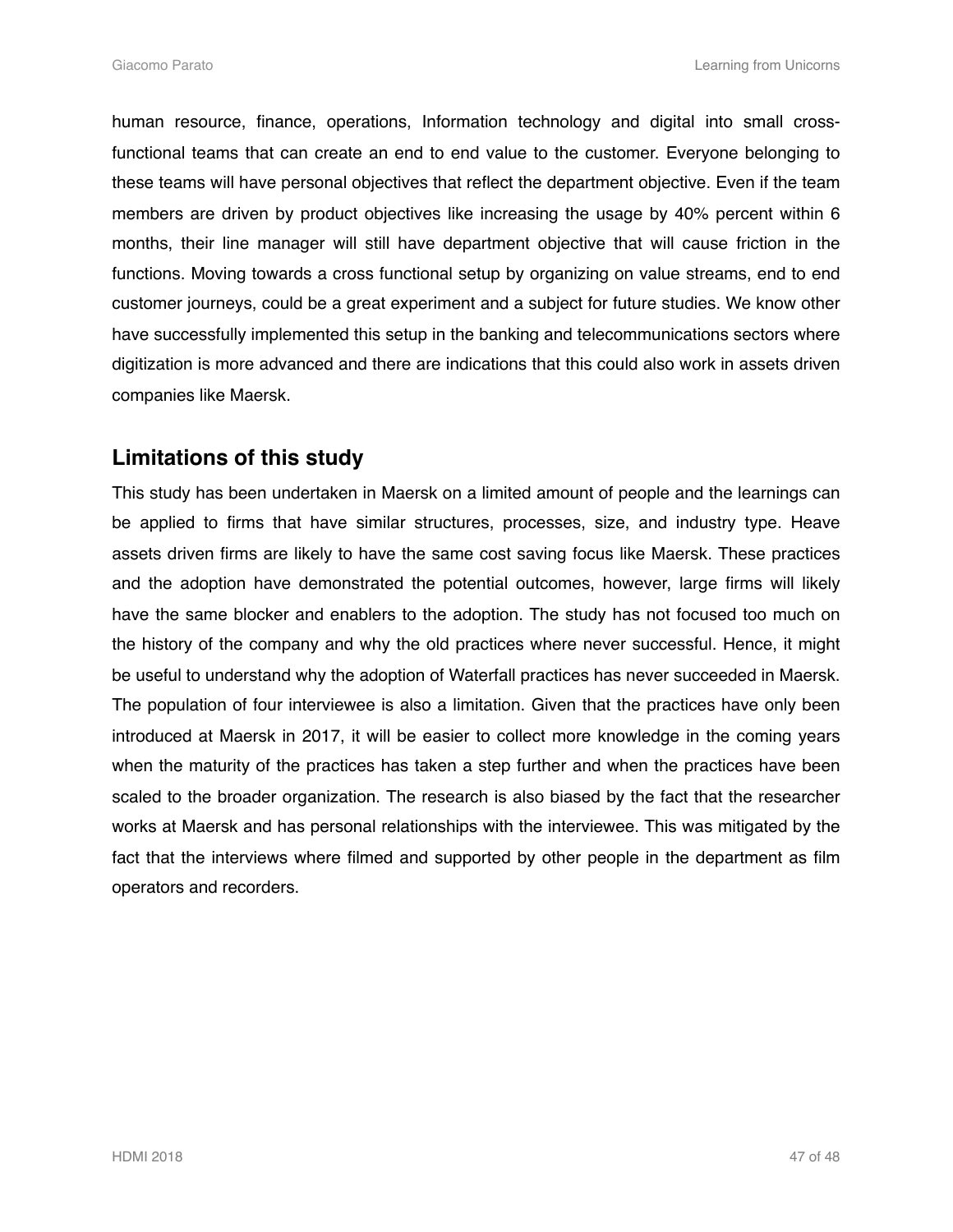human resource, finance, operations, Information technology and digital into small cross-functional teams that can create an end to end value to the customer. Everyone belonging to these teams will have personal objectives that reflect the department objective. Even if the team members are driven by product objectives like increasing the usage by 40% percent within 6 months, their line manager will still have department objective that will cause friction in the functions. Moving towards a cross functional setup by organizing on value streams, end to end customer journeys, could be a great experiment and a subject for future studies. We know other have successfully implemented this setup in the banking and telecommunications sectors where digitization is more advanced and there are indications that this could also work in assets driven companies like Maersk.

## Limitations of this study

This study has been undertaken in Maersk on a limited amount of people and the learnings can be applied to firms that have similar structures, processes, size, and industry type. Heave assets driven firms are likely to have the same cost saving focus like Maersk. These practices and the adoption have demonstrated the potential outcomes, however, large firms will likely have the same blocker and enablers to the adoption. The study has not focused too much on the history of the company and why the old practices where never successful. Hence, it might be useful to understand why the adoption of Waterfall practices has never succeeded in Maersk. The population of four interviewee is also a limitation. Given that the practices have only been introduced at Maersk in 2017, it will be easier to collect more knowledge in the coming years when the maturity of the practices has taken a step further and when the practices have been scaled to the broader organization. The research is also biased by the fact that the researcher works at Maersk and has personal relationships with the interviewee. This was mitigated by the fact that the interviews where filmed and supported by other people in the department as film operators and recorders.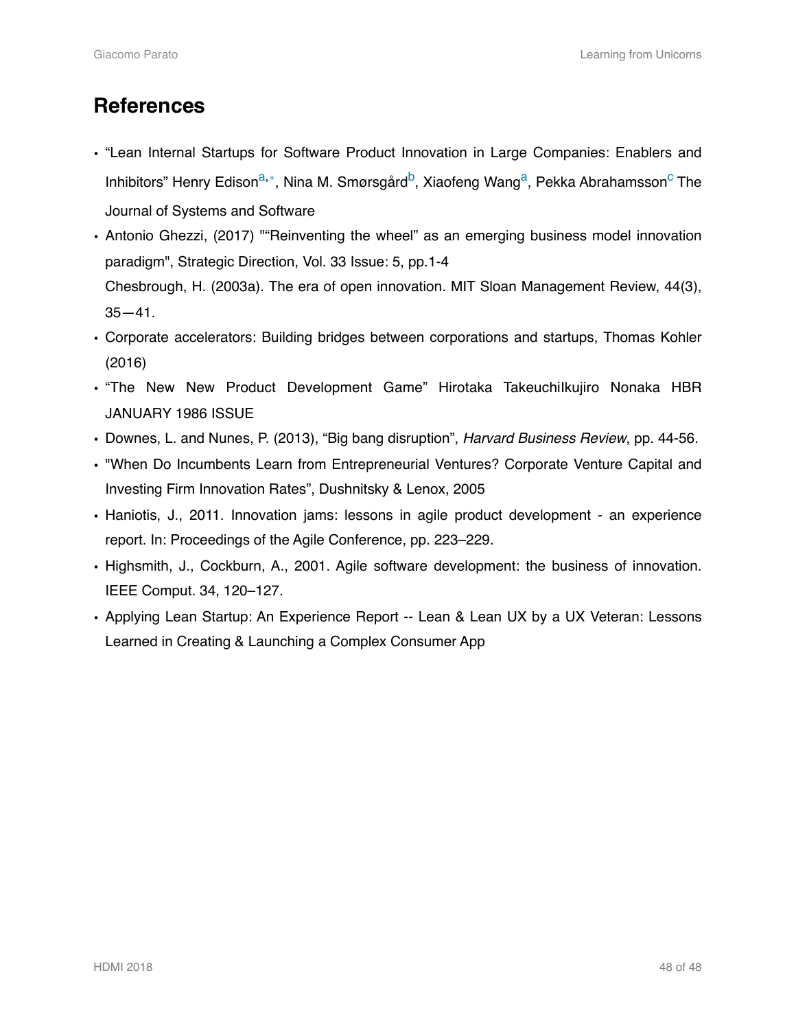# References

- “Lean Internal Startups for Software Product Innovation in Large Companies: Enablers and Inhibitors” Henry Edison[a,*], Nina M. Smørsgård[b], Xiaofeng Wang[a], Pekka Abrahamsson[c] The Journal of Systems and Software
- Antonio Ghezzi, (2017) "“Reinventing the wheel” as an emerging business model innovation paradigm", Strategic Direction, Vol. 33 Issue: 5, pp.1-4
  Chesbrough, H. (2003a). The era of open innovation. MIT Sloan Management Review, 44(3), 35—41.
- Corporate accelerators: Building bridges between corporations and startups, Thomas Kohler (2016)
- “The New New Product Development Game” Hirotaka TakeuchiIkujiro Nonaka HBR JANUARY 1986 ISSUE
- Downes, L. and Nunes, P. (2013), “Big bang disruption”, *Harvard Business Review*, pp. 44-56.
- "When Do Incumbents Learn from Entrepreneurial Ventures? Corporate Venture Capital and Investing Firm Innovation Rates”, Dushnitsky & Lenox, 2005
- Haniotis, J., 2011. Innovation jams: lessons in agile product development - an experience report. In: Proceedings of the Agile Conference, pp. 223–229.
- Highsmith, J., Cockburn, A., 2001. Agile software development: the business of innovation. IEEE Comput. 34, 120–127.
- Applying Lean Startup: An Experience Report -- Lean & Lean UX by a UX Veteran: Lessons Learned in Creating & Launching a Complex Consumer App